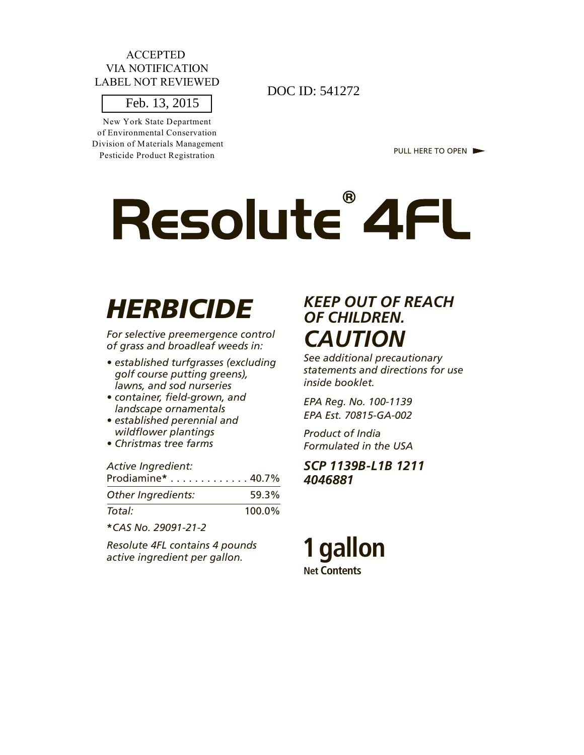ACCEPTED
VIA NOTIFICATION
LABEL NOT REVIEWED

Feb. 13, 2015

New York State Department
of Environmental Conservation
Division of Materials Management
Pesticide Product Registration

DOC ID: 541272

PULL HERE TO OPEN ►

# Resolute® 4FL

## *HERBICIDE*

*For selective preemergence control of grass and broadleaf weeds in:*

- *established turfgrasses (excluding golf course putting greens), lawns, and sod nurseries*
- *container, field-grown, and landscape ornamentals*
- *established perennial and wildflower plantings*
- *Christmas tree farms*

| *Active Ingredient:* | |
|---|---|
| Prodiamine* | 40.7% |
| *Other Ingredients:* | 59.3% |
| *Total:* | 100.0% |

**\***CAS No. 29091-21-2*

*Resolute 4FL contains 4 pounds active ingredient per gallon.*

## *KEEP OUT OF REACH OF CHILDREN.*

## *CAUTION*

*See additional precautionary statements and directions for use inside booklet.*

*EPA Reg. No. 100-1139*
*EPA Est. 70815-GA-002*

*Product of India*
*Formulated in the USA*

***SCP 1139B-L1B 1211 4046881***

**1 gallon**
**Net Contents**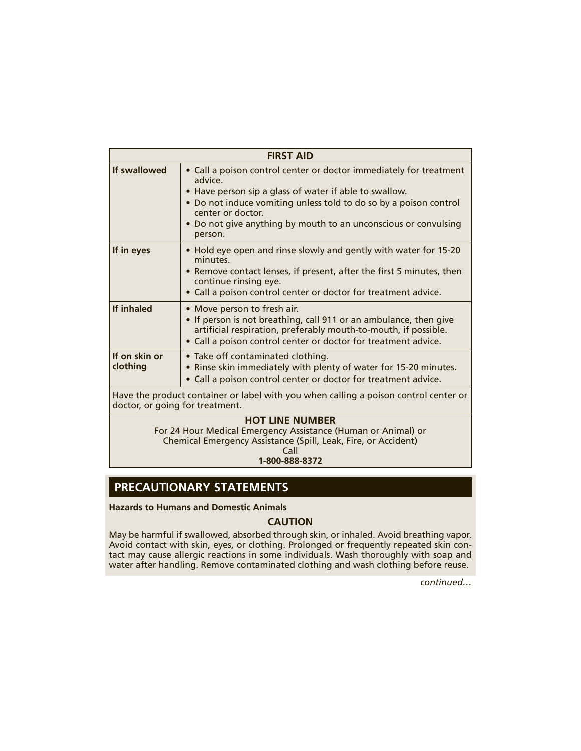| FIRST AID | |
|---|---|
| **If swallowed** | • Call a poison control center or doctor immediately for treatment advice.<br>• Have person sip a glass of water if able to swallow.<br>• Do not induce vomiting unless told to do so by a poison control center or doctor.<br>• Do not give anything by mouth to an unconscious or convulsing person. |
| **If in eyes** | • Hold eye open and rinse slowly and gently with water for 15-20 minutes.<br>• Remove contact lenses, if present, after the first 5 minutes, then continue rinsing eye.<br>• Call a poison control center or doctor for treatment advice. |
| **If inhaled** | • Move person to fresh air.<br>• If person is not breathing, call 911 or an ambulance, then give artificial respiration, preferably mouth-to-mouth, if possible.<br>• Call a poison control center or doctor for treatment advice. |
| **If on skin or clothing** | • Take off contaminated clothing.<br>• Rinse skin immediately with plenty of water for 15-20 minutes.<br>• Call a poison control center or doctor for treatment advice. |
| Have the product container or label with you when calling a poison control center or doctor, or going for treatment. | |
| **HOT LINE NUMBER**<br>For 24 Hour Medical Emergency Assistance (Human or Animal) or Chemical Emergency Assistance (Spill, Leak, Fire, or Accident)<br>Call<br>**1-800-888-8372** | |

## PRECAUTIONARY STATEMENTS

**Hazards to Humans and Domestic Animals**

**CAUTION**

May be harmful if swallowed, absorbed through skin, or inhaled. Avoid breathing vapor. Avoid contact with skin, eyes, or clothing. Prolonged or frequently repeated skin contact may cause allergic reactions in some individuals. Wash thoroughly with soap and water after handling. Remove contaminated clothing and wash clothing before reuse.

*continued…*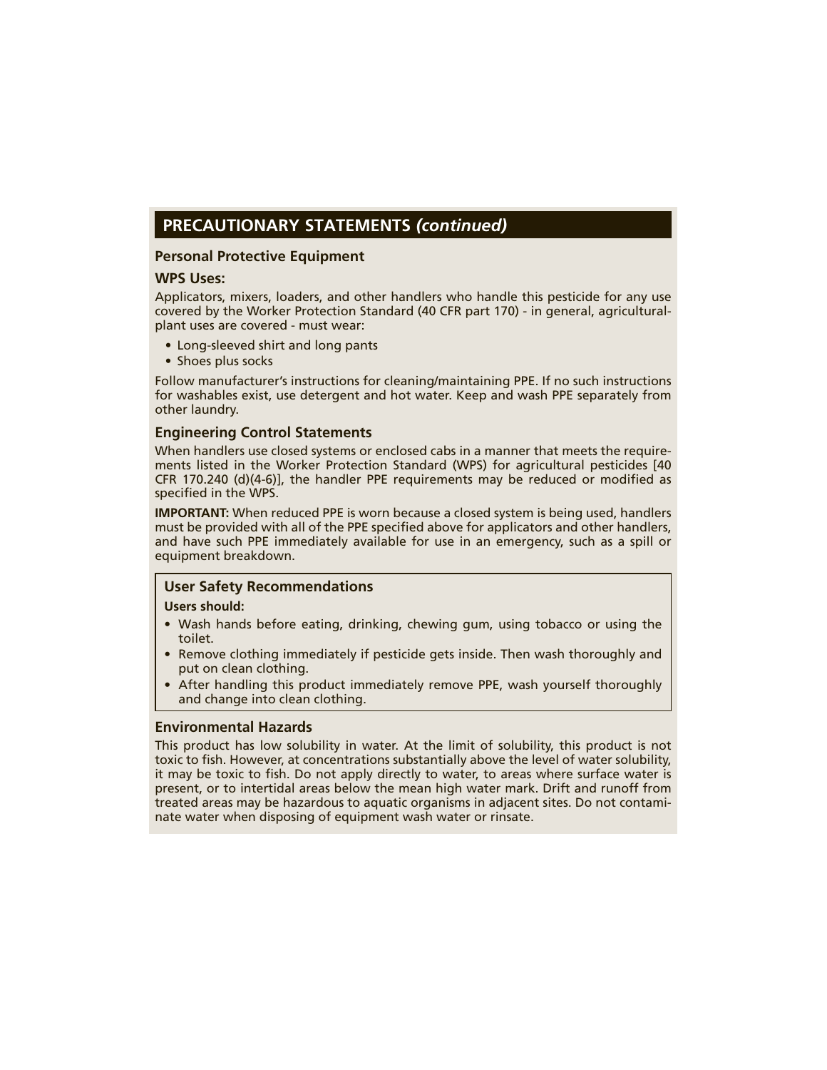## PRECAUTIONARY STATEMENTS *(continued)*

### Personal Protective Equipment

#### WPS Uses:

Applicators, mixers, loaders, and other handlers who handle this pesticide for any use covered by the Worker Protection Standard (40 CFR part 170) - in general, agricultural-plant uses are covered - must wear:

- Long-sleeved shirt and long pants
- Shoes plus socks

Follow manufacturer's instructions for cleaning/maintaining PPE. If no such instructions for washables exist, use detergent and hot water. Keep and wash PPE separately from other laundry.

### Engineering Control Statements

When handlers use closed systems or enclosed cabs in a manner that meets the requirements listed in the Worker Protection Standard (WPS) for agricultural pesticides [40 CFR 170.240 (d)(4-6)], the handler PPE requirements may be reduced or modified as specified in the WPS.

**IMPORTANT:** When reduced PPE is worn because a closed system is being used, handlers must be provided with all of the PPE specified above for applicators and other handlers, and have such PPE immediately available for use in an emergency, such as a spill or equipment breakdown.

### User Safety Recommendations

**Users should:**

- Wash hands before eating, drinking, chewing gum, using tobacco or using the toilet.
- Remove clothing immediately if pesticide gets inside. Then wash thoroughly and put on clean clothing.
- After handling this product immediately remove PPE, wash yourself thoroughly and change into clean clothing.

### Environmental Hazards

This product has low solubility in water. At the limit of solubility, this product is not toxic to fish. However, at concentrations substantially above the level of water solubility, it may be toxic to fish. Do not apply directly to water, to areas where surface water is present, or to intertidal areas below the mean high water mark. Drift and runoff from treated areas may be hazardous to aquatic organisms in adjacent sites. Do not contaminate water when disposing of equipment wash water or rinsate.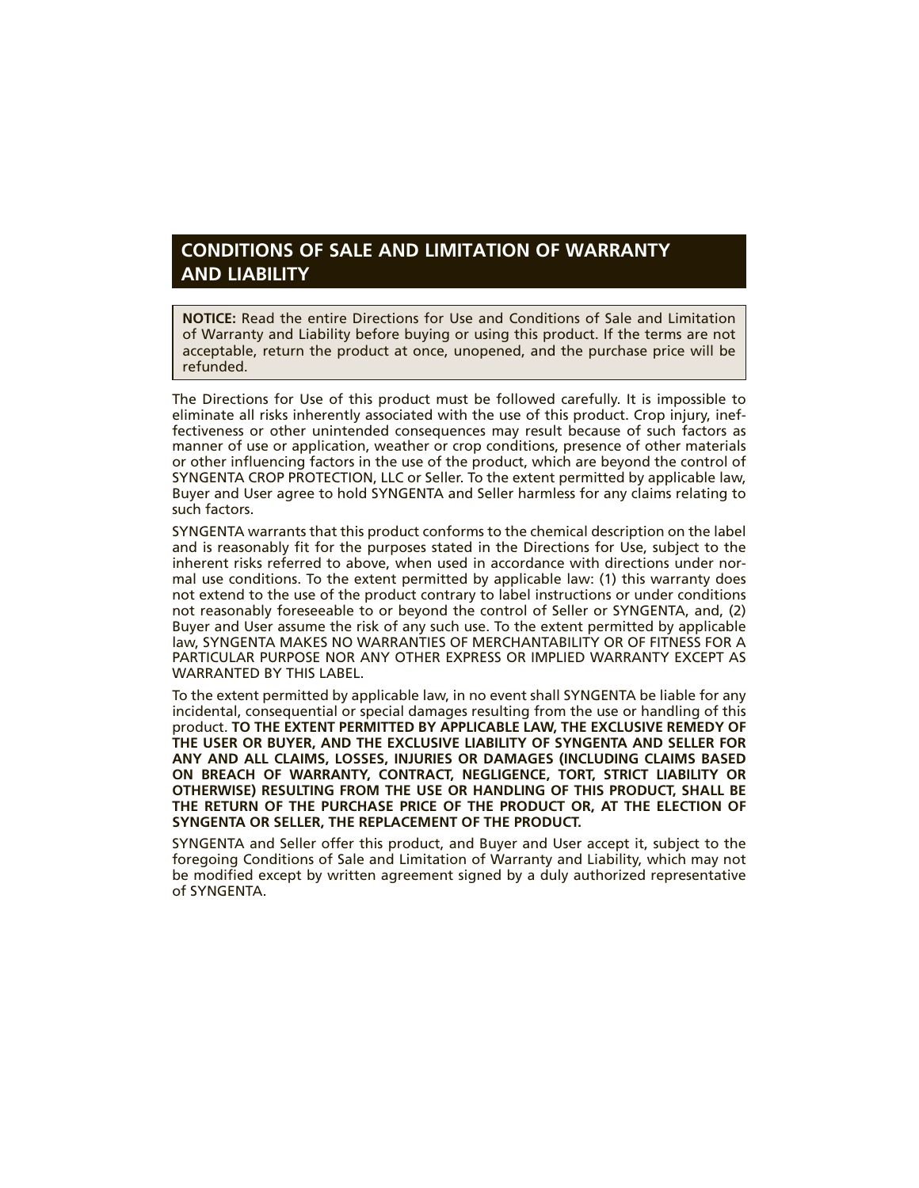## CONDITIONS OF SALE AND LIMITATION OF WARRANTY AND LIABILITY

**NOTICE:** Read the entire Directions for Use and Conditions of Sale and Limitation of Warranty and Liability before buying or using this product. If the terms are not acceptable, return the product at once, unopened, and the purchase price will be refunded.

The Directions for Use of this product must be followed carefully. It is impossible to eliminate all risks inherently associated with the use of this product. Crop injury, ineffectiveness or other unintended consequences may result because of such factors as manner of use or application, weather or crop conditions, presence of other materials or other influencing factors in the use of the product, which are beyond the control of SYNGENTA CROP PROTECTION, LLC or Seller. To the extent permitted by applicable law, Buyer and User agree to hold SYNGENTA and Seller harmless for any claims relating to such factors.

SYNGENTA warrants that this product conforms to the chemical description on the label and is reasonably fit for the purposes stated in the Directions for Use, subject to the inherent risks referred to above, when used in accordance with directions under normal use conditions. To the extent permitted by applicable law: (1) this warranty does not extend to the use of the product contrary to label instructions or under conditions not reasonably foreseeable to or beyond the control of Seller or SYNGENTA, and, (2) Buyer and User assume the risk of any such use. To the extent permitted by applicable law, SYNGENTA MAKES NO WARRANTIES OF MERCHANTABILITY OR OF FITNESS FOR A PARTICULAR PURPOSE NOR ANY OTHER EXPRESS OR IMPLIED WARRANTY EXCEPT AS WARRANTED BY THIS LABEL.

To the extent permitted by applicable law, in no event shall SYNGENTA be liable for any incidental, consequential or special damages resulting from the use or handling of this product. **TO THE EXTENT PERMITTED BY APPLICABLE LAW, THE EXCLUSIVE REMEDY OF THE USER OR BUYER, AND THE EXCLUSIVE LIABILITY OF SYNGENTA AND SELLER FOR ANY AND ALL CLAIMS, LOSSES, INJURIES OR DAMAGES (INCLUDING CLAIMS BASED ON BREACH OF WARRANTY, CONTRACT, NEGLIGENCE, TORT, STRICT LIABILITY OR OTHERWISE) RESULTING FROM THE USE OR HANDLING OF THIS PRODUCT, SHALL BE THE RETURN OF THE PURCHASE PRICE OF THE PRODUCT OR, AT THE ELECTION OF SYNGENTA OR SELLER, THE REPLACEMENT OF THE PRODUCT.**

SYNGENTA and Seller offer this product, and Buyer and User accept it, subject to the foregoing Conditions of Sale and Limitation of Warranty and Liability, which may not be modified except by written agreement signed by a duly authorized representative of SYNGENTA.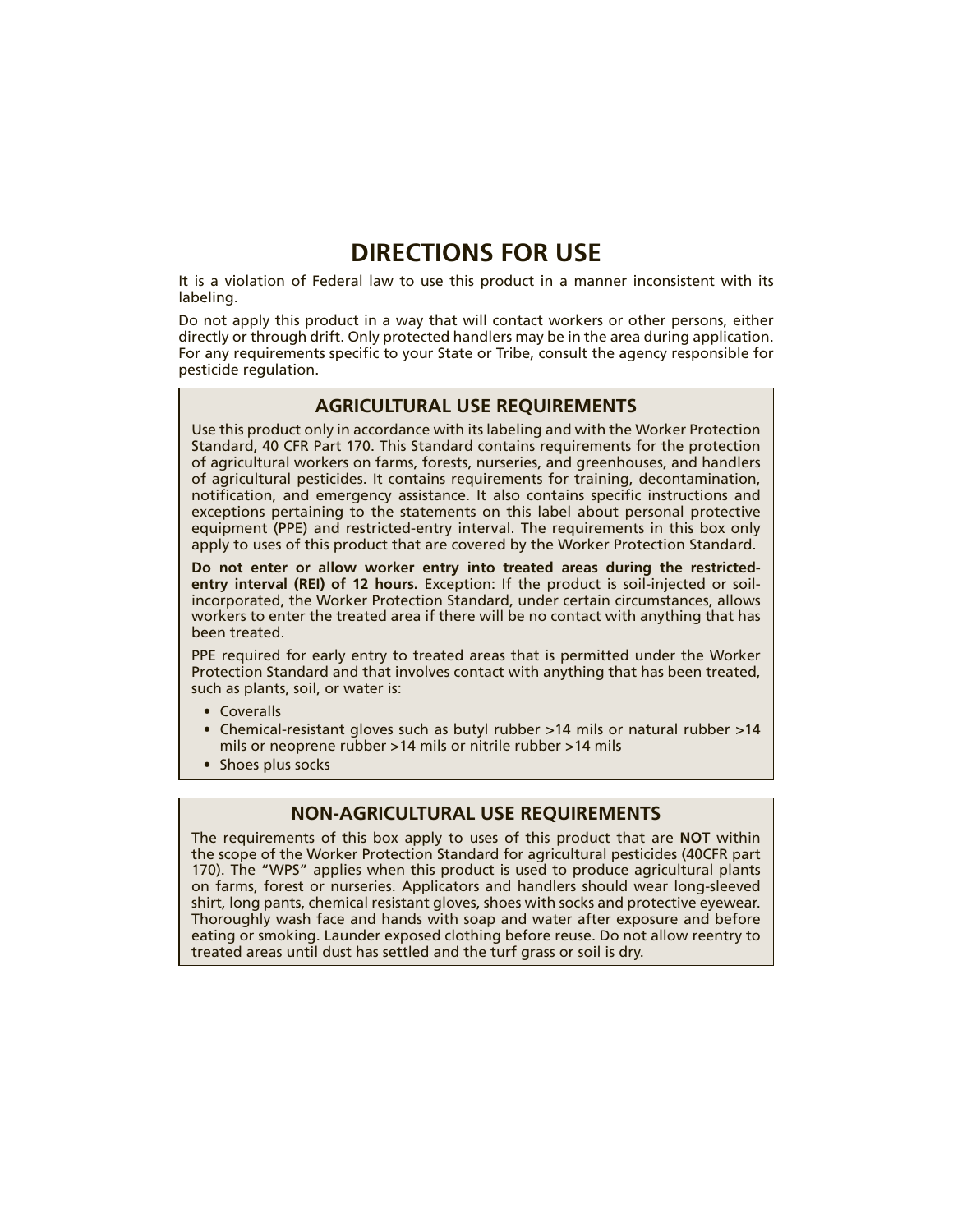# DIRECTIONS FOR USE

It is a violation of Federal law to use this product in a manner inconsistent with its labeling.

Do not apply this product in a way that will contact workers or other persons, either directly or through drift. Only protected handlers may be in the area during application. For any requirements specific to your State or Tribe, consult the agency responsible for pesticide regulation.

## AGRICULTURAL USE REQUIREMENTS

Use this product only in accordance with its labeling and with the Worker Protection Standard, 40 CFR Part 170. This Standard contains requirements for the protection of agricultural workers on farms, forests, nurseries, and greenhouses, and handlers of agricultural pesticides. It contains requirements for training, decontamination, notification, and emergency assistance. It also contains specific instructions and exceptions pertaining to the statements on this label about personal protective equipment (PPE) and restricted-entry interval. The requirements in this box only apply to uses of this product that are covered by the Worker Protection Standard.

**Do not enter or allow worker entry into treated areas during the restricted-entry interval (REI) of 12 hours.** Exception: If the product is soil-injected or soil-incorporated, the Worker Protection Standard, under certain circumstances, allows workers to enter the treated area if there will be no contact with anything that has been treated.

PPE required for early entry to treated areas that is permitted under the Worker Protection Standard and that involves contact with anything that has been treated, such as plants, soil, or water is:

- Coveralls
- Chemical-resistant gloves such as butyl rubber >14 mils or natural rubber >14 mils or neoprene rubber >14 mils or nitrile rubber >14 mils
- Shoes plus socks

## NON-AGRICULTURAL USE REQUIREMENTS

The requirements of this box apply to uses of this product that are **NOT** within the scope of the Worker Protection Standard for agricultural pesticides (40CFR part 170). The "WPS" applies when this product is used to produce agricultural plants on farms, forest or nurseries. Applicators and handlers should wear long-sleeved shirt, long pants, chemical resistant gloves, shoes with socks and protective eyewear. Thoroughly wash face and hands with soap and water after exposure and before eating or smoking. Launder exposed clothing before reuse. Do not allow reentry to treated areas until dust has settled and the turf grass or soil is dry.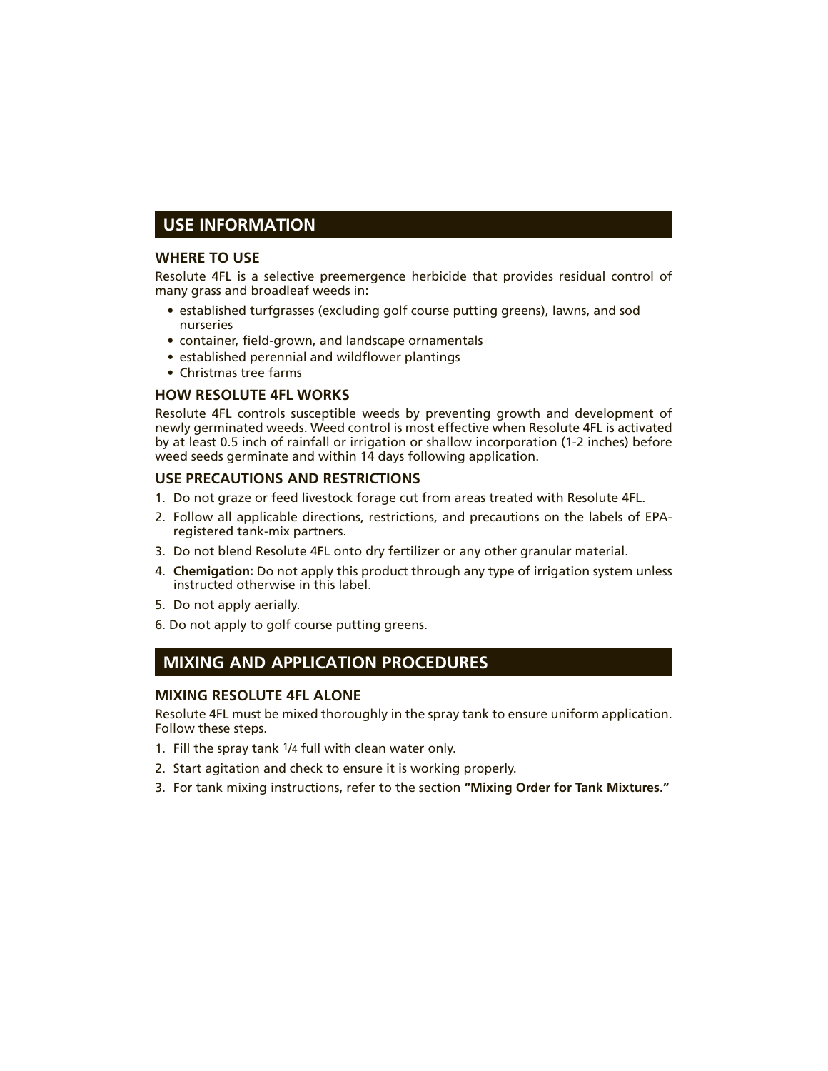## USE INFORMATION

### WHERE TO USE

Resolute 4FL is a selective preemergence herbicide that provides residual control of many grass and broadleaf weeds in:

- established turfgrasses (excluding golf course putting greens), lawns, and sod nurseries
- container, field-grown, and landscape ornamentals
- established perennial and wildflower plantings
- Christmas tree farms

### HOW RESOLUTE 4FL WORKS

Resolute 4FL controls susceptible weeds by preventing growth and development of newly germinated weeds. Weed control is most effective when Resolute 4FL is activated by at least 0.5 inch of rainfall or irrigation or shallow incorporation (1-2 inches) before weed seeds germinate and within 14 days following application.

### USE PRECAUTIONS AND RESTRICTIONS

1. Do not graze or feed livestock forage cut from areas treated with Resolute 4FL.
2. Follow all applicable directions, restrictions, and precautions on the labels of EPA-registered tank-mix partners.
3. Do not blend Resolute 4FL onto dry fertilizer or any other granular material.
4. **Chemigation:** Do not apply this product through any type of irrigation system unless instructed otherwise in this label.
5. Do not apply aerially.
6. Do not apply to golf course putting greens.

## MIXING AND APPLICATION PROCEDURES

### MIXING RESOLUTE 4FL ALONE

Resolute 4FL must be mixed thoroughly in the spray tank to ensure uniform application. Follow these steps.

1. Fill the spray tank 1/4 full with clean water only.
2. Start agitation and check to ensure it is working properly.
3. For tank mixing instructions, refer to the section **"Mixing Order for Tank Mixtures."**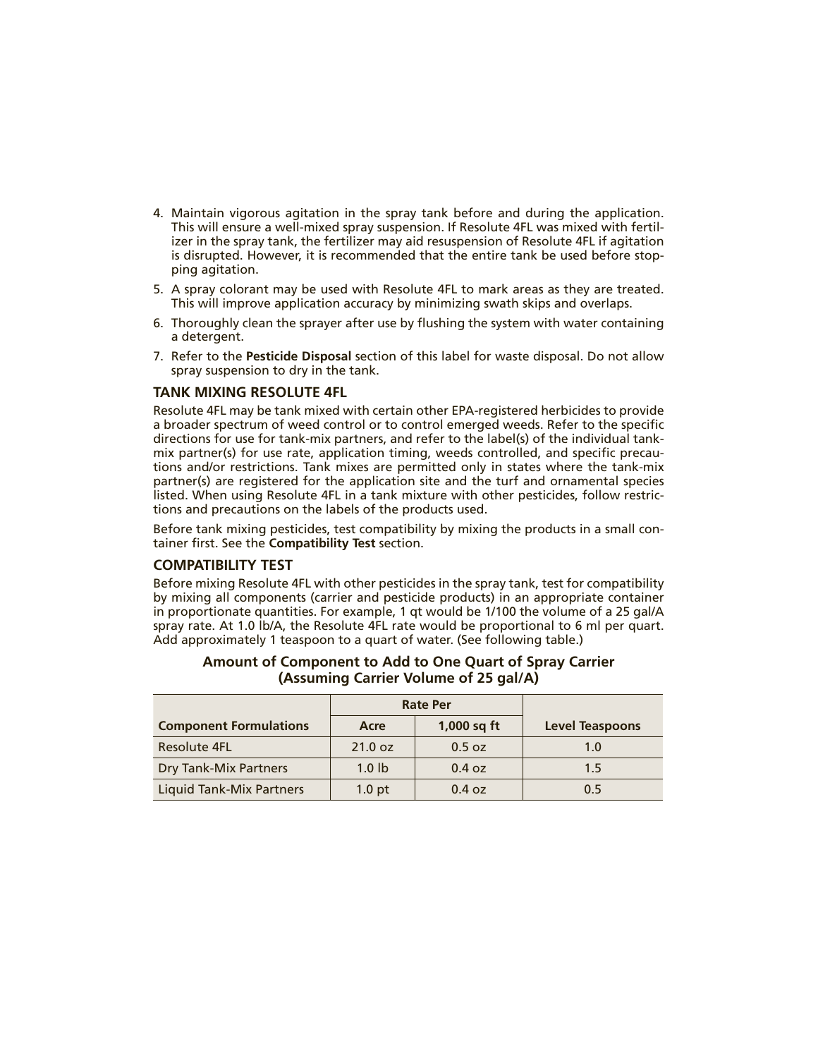4. Maintain vigorous agitation in the spray tank before and during the application. This will ensure a well-mixed spray suspension. If Resolute 4FL was mixed with fertilizer in the spray tank, the fertilizer may aid resuspension of Resolute 4FL if agitation is disrupted. However, it is recommended that the entire tank be used before stopping agitation.
5. A spray colorant may be used with Resolute 4FL to mark areas as they are treated. This will improve application accuracy by minimizing swath skips and overlaps.
6. Thoroughly clean the sprayer after use by flushing the system with water containing a detergent.
7. Refer to the **Pesticide Disposal** section of this label for waste disposal. Do not allow spray suspension to dry in the tank.

## TANK MIXING RESOLUTE 4FL

Resolute 4FL may be tank mixed with certain other EPA-registered herbicides to provide a broader spectrum of weed control or to control emerged weeds. Refer to the specific directions for use for tank-mix partners, and refer to the label(s) of the individual tank-mix partner(s) for use rate, application timing, weeds controlled, and specific precautions and/or restrictions. Tank mixes are permitted only in states where the tank-mix partner(s) are registered for the application site and the turf and ornamental species listed. When using Resolute 4FL in a tank mixture with other pesticides, follow restrictions and precautions on the labels of the products used.

Before tank mixing pesticides, test compatibility by mixing the products in a small container first. See the **Compatibility Test** section.

## COMPATIBILITY TEST

Before mixing Resolute 4FL with other pesticides in the spray tank, test for compatibility by mixing all components (carrier and pesticide products) in an appropriate container in proportionate quantities. For example, 1 qt would be 1/100 the volume of a 25 gal/A spray rate. At 1.0 lb/A, the Resolute 4FL rate would be proportional to 6 ml per quart. Add approximately 1 teaspoon to a quart of water. (See following table.)

**Amount of Component to Add to One Quart of Spray Carrier (Assuming Carrier Volume of 25 gal/A)**

| | Rate Per | | |
|---|---|---|---|
| **Component Formulations** | **Acre** | **1,000 sq ft** | **Level Teaspoons** |
| Resolute 4FL | 21.0 oz | 0.5 oz | 1.0 |
| Dry Tank-Mix Partners | 1.0 lb | 0.4 oz | 1.5 |
| Liquid Tank-Mix Partners | 1.0 pt | 0.4 oz | 0.5 |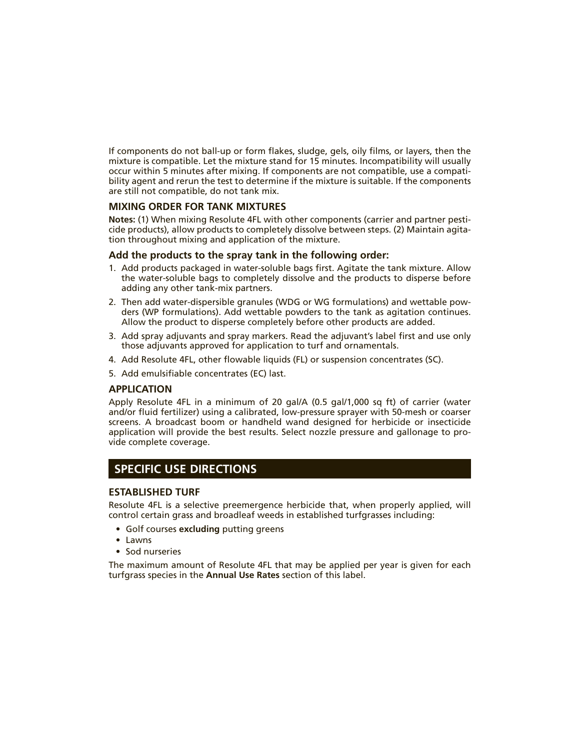If components do not ball-up or form flakes, sludge, gels, oily films, or layers, then the mixture is compatible. Let the mixture stand for 15 minutes. Incompatibility will usually occur within 5 minutes after mixing. If components are not compatible, use a compatibility agent and rerun the test to determine if the mixture is suitable. If the components are still not compatible, do not tank mix.

### MIXING ORDER FOR TANK MIXTURES

**Notes:** (1) When mixing Resolute 4FL with other components (carrier and partner pesticide products), allow products to completely dissolve between steps. (2) Maintain agitation throughout mixing and application of the mixture.

### Add the products to the spray tank in the following order:

1. Add products packaged in water-soluble bags first. Agitate the tank mixture. Allow the water-soluble bags to completely dissolve and the products to disperse before adding any other tank-mix partners.
2. Then add water-dispersible granules (WDG or WG formulations) and wettable powders (WP formulations). Add wettable powders to the tank as agitation continues. Allow the product to disperse completely before other products are added.
3. Add spray adjuvants and spray markers. Read the adjuvant's label first and use only those adjuvants approved for application to turf and ornamentals.
4. Add Resolute 4FL, other flowable liquids (FL) or suspension concentrates (SC).
5. Add emulsifiable concentrates (EC) last.

### APPLICATION

Apply Resolute 4FL in a minimum of 20 gal/A (0.5 gal/1,000 sq ft) of carrier (water and/or fluid fertilizer) using a calibrated, low-pressure sprayer with 50-mesh or coarser screens. A broadcast boom or handheld wand designed for herbicide or insecticide application will provide the best results. Select nozzle pressure and gallonage to provide complete coverage.

## SPECIFIC USE DIRECTIONS

### ESTABLISHED TURF

Resolute 4FL is a selective preemergence herbicide that, when properly applied, will control certain grass and broadleaf weeds in established turfgrasses including:

- Golf courses **excluding** putting greens
- Lawns
- Sod nurseries

The maximum amount of Resolute 4FL that may be applied per year is given for each turfgrass species in the **Annual Use Rates** section of this label.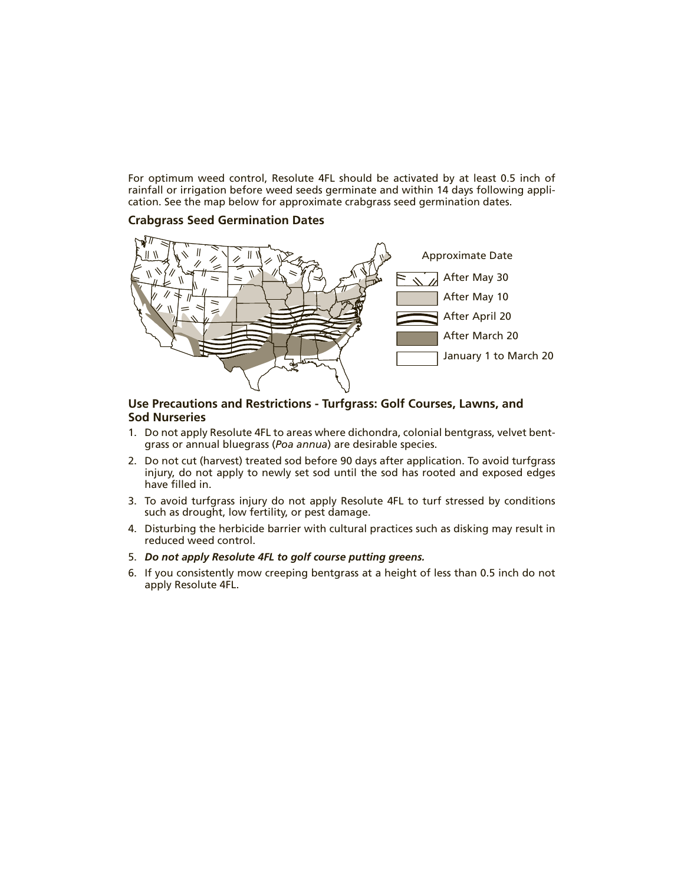For optimum weed control, Resolute 4FL should be activated by at least 0.5 inch of rainfall or irrigation before weed seeds germinate and within 14 days following application. See the map below for approximate crabgrass seed germination dates.

**Crabgrass Seed Germination Dates**

Approximate Date

- After May 30
- After May 10
- After April 20
- After March 20
- January 1 to March 20

## Use Precautions and Restrictions - Turfgrass: Golf Courses, Lawns, and Sod Nurseries

1. Do not apply Resolute 4FL to areas where dichondra, colonial bentgrass, velvet bentgrass or annual bluegrass (*Poa annua*) are desirable species.
2. Do not cut (harvest) treated sod before 90 days after application. To avoid turfgrass injury, do not apply to newly set sod until the sod has rooted and exposed edges have filled in.
3. To avoid turfgrass injury do not apply Resolute 4FL to turf stressed by conditions such as drought, low fertility, or pest damage.
4. Disturbing the herbicide barrier with cultural practices such as disking may result in reduced weed control.
5. ***Do not apply Resolute 4FL to golf course putting greens.***
6. If you consistently mow creeping bentgrass at a height of less than 0.5 inch do not apply Resolute 4FL.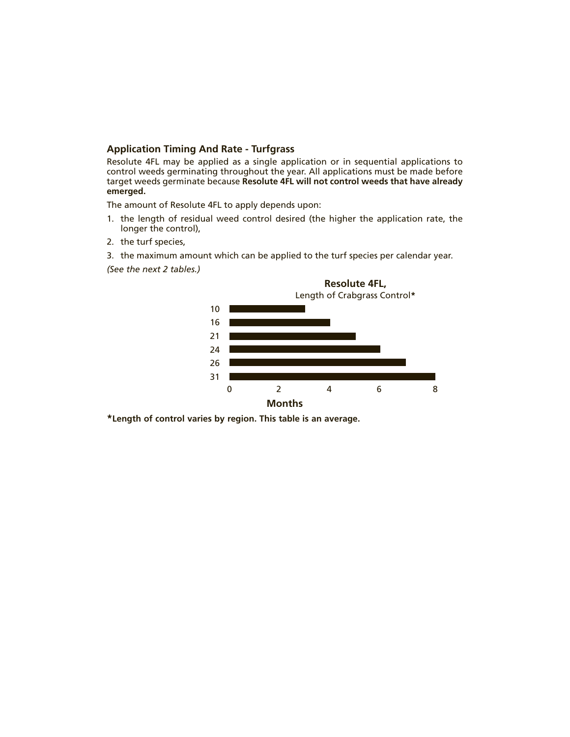### Application Timing And Rate - Turfgrass

Resolute 4FL may be applied as a single application or in sequential applications to control weeds germinating throughout the year. All applications must be made before target weeds germinate because **Resolute 4FL will not control weeds that have already emerged.**

The amount of Resolute 4FL to apply depends upon:

1. the length of residual weed control desired (the higher the application rate, the longer the control),
2. the turf species,
3. the maximum amount which can be applied to the turf species per calendar year.

*(See the next 2 tables.)*

**Resolute 4FL,**
Length of Crabgrass Control*

| | Months |
|---|---|
| 10 | 3 |
| 16 | 4 |
| 21 | 5 |
| 24 | 6 |
| 26 | 7 |
| 31 | 8 |

**\*Length of control varies by region. This table is an average.**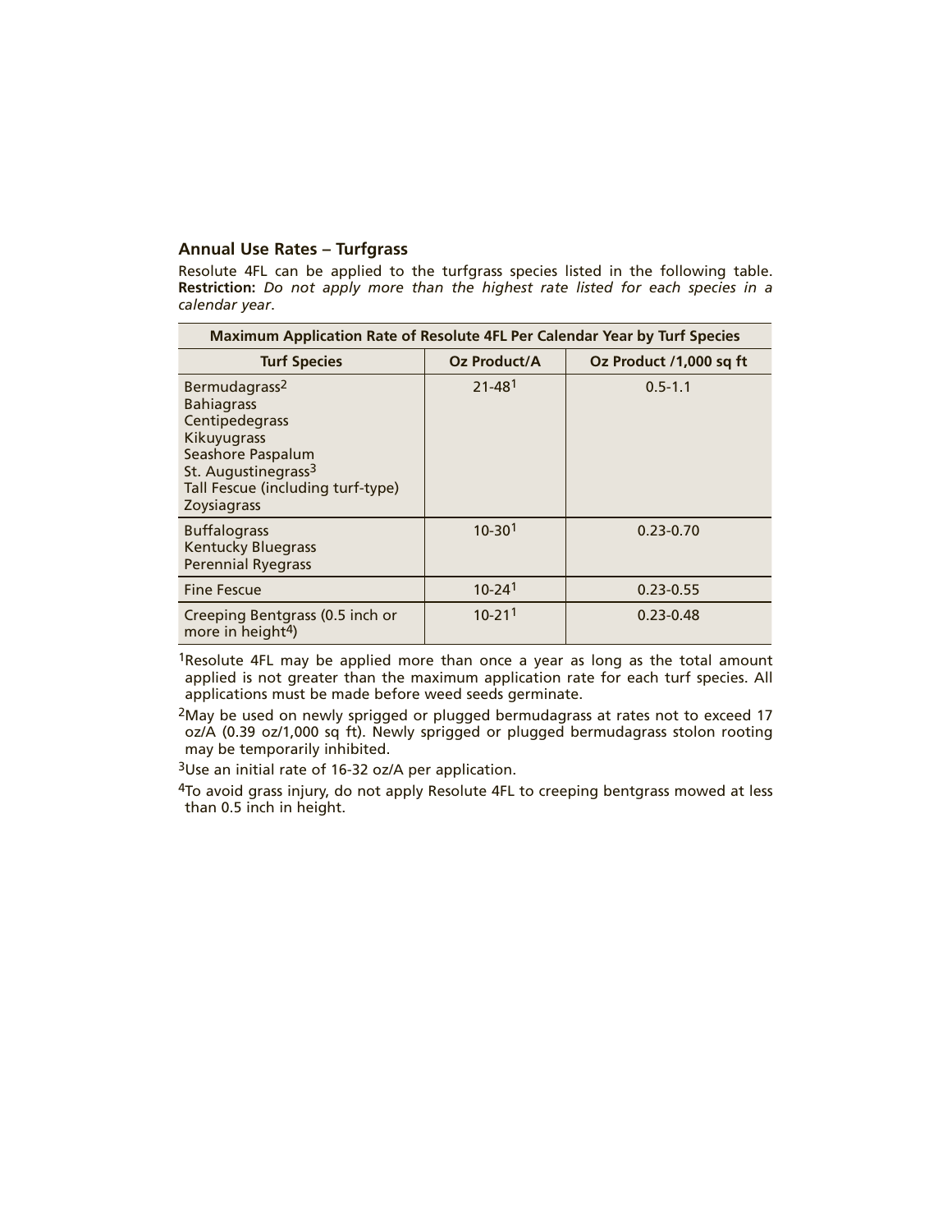## Annual Use Rates – Turfgrass

Resolute 4FL can be applied to the turfgrass species listed in the following table. **Restriction:** *Do not apply more than the highest rate listed for each species in a calendar year*.

| Maximum Application Rate of Resolute 4FL Per Calendar Year by Turf Species | | |
|---|---|---|
| **Turf Species** | **Oz Product/A** | **Oz Product /1,000 sq ft** |
| Bermudagrass[2]<br>Bahiagrass<br>Centipedegrass<br>Kikuyugrass<br>Seashore Paspalum<br>St. Augustinegrass[3]<br>Tall Fescue (including turf-type)<br>Zoysiagrass | 21-48[1] | 0.5-1.1 |
| Buffalograss<br>Kentucky Bluegrass<br>Perennial Ryegrass | 10-30[1] | 0.23-0.70 |
| Fine Fescue | 10-24[1] | 0.23-0.55 |
| Creeping Bentgrass (0.5 inch or more in height[4]) | 10-21[1] | 0.23-0.48 |

[1]Resolute 4FL may be applied more than once a year as long as the total amount applied is not greater than the maximum application rate for each turf species. All applications must be made before weed seeds germinate.

[2]May be used on newly sprigged or plugged bermudagrass at rates not to exceed 17 oz/A (0.39 oz/1,000 sq ft). Newly sprigged or plugged bermudagrass stolon rooting may be temporarily inhibited.

[3]Use an initial rate of 16-32 oz/A per application.

[4]To avoid grass injury, do not apply Resolute 4FL to creeping bentgrass mowed at less than 0.5 inch in height.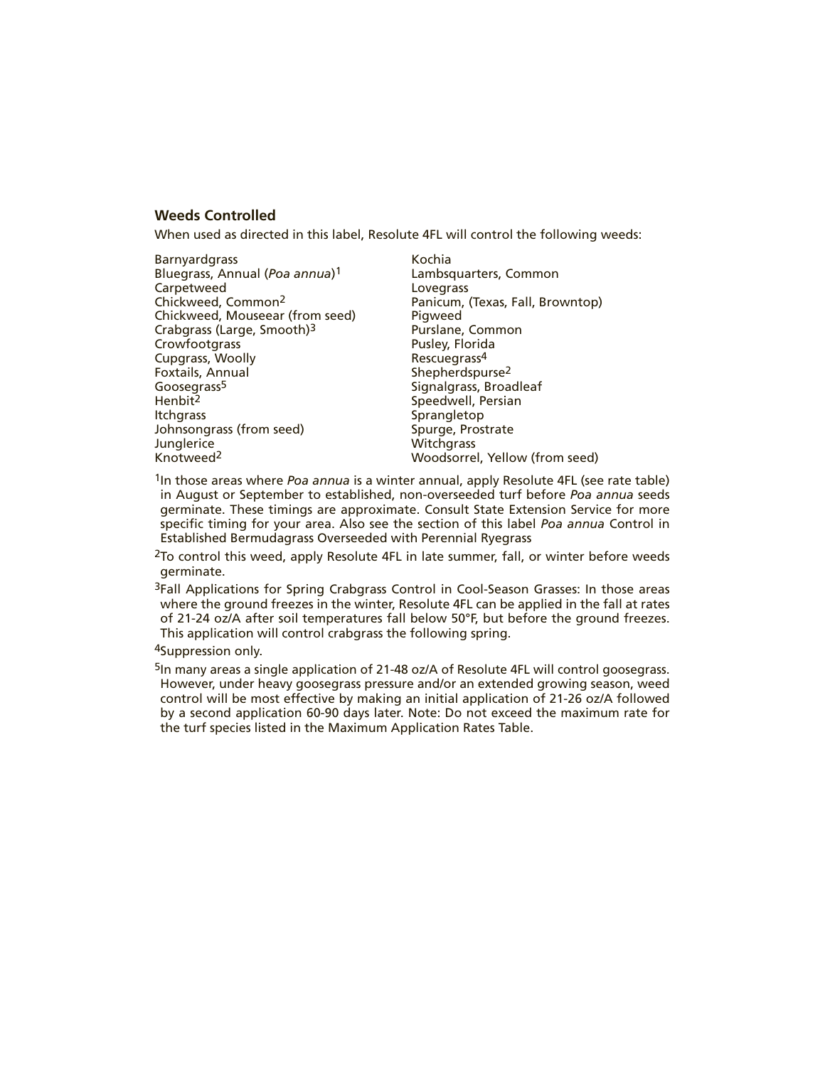### Weeds Controlled

When used as directed in this label, Resolute 4FL will control the following weeds:

- Barnyardgrass
- Bluegrass, Annual (*Poa annua*)[1]
- Carpetweed
- Chickweed, Common[2]
- Chickweed, Mouseear (from seed)
- Crabgrass (Large, Smooth)[3]
- Crowfootgrass
- Cupgrass, Woolly
- Foxtails, Annual
- Goosegrass[5]
- Henbit[2]
- Itchgrass
- Johnsongrass (from seed)
- Junglerice
- Knotweed[2]
- Kochia
- Lambsquarters, Common
- Lovegrass
- Panicum, (Texas, Fall, Browntop)
- Pigweed
- Purslane, Common
- Pusley, Florida
- Rescuegrass[4]
- Shepherdspurse[2]
- Signalgrass, Broadleaf
- Speedwell, Persian
- Sprangletop
- Spurge, Prostrate
- Witchgrass
- Woodsorrel, Yellow (from seed)

[1]In those areas where *Poa annua* is a winter annual, apply Resolute 4FL (see rate table) in August or September to established, non-overseeded turf before *Poa annua* seeds germinate. These timings are approximate. Consult State Extension Service for more specific timing for your area. Also see the section of this label *Poa annua* Control in Established Bermudagrass Overseeded with Perennial Ryegrass

[2]To control this weed, apply Resolute 4FL in late summer, fall, or winter before weeds germinate.

[3]Fall Applications for Spring Crabgrass Control in Cool-Season Grasses: In those areas where the ground freezes in the winter, Resolute 4FL can be applied in the fall at rates of 21-24 oz/A after soil temperatures fall below 50°F, but before the ground freezes. This application will control crabgrass the following spring.

[4]Suppression only.

[5]In many areas a single application of 21-48 oz/A of Resolute 4FL will control goosegrass. However, under heavy goosegrass pressure and/or an extended growing season, weed control will be most effective by making an initial application of 21-26 oz/A followed by a second application 60-90 days later. Note: Do not exceed the maximum rate for the turf species listed in the Maximum Application Rates Table.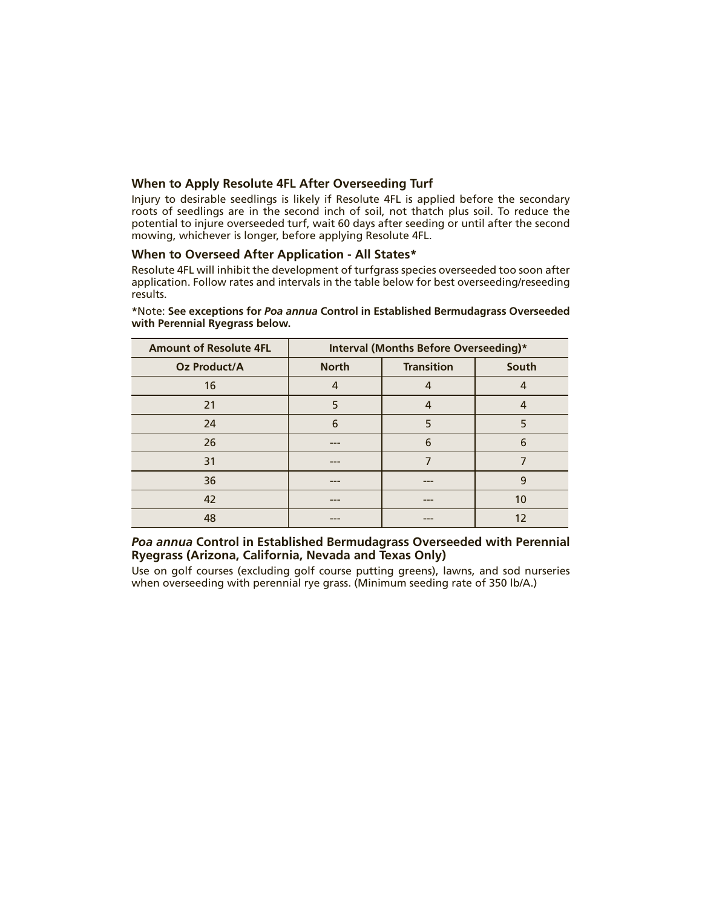### When to Apply Resolute 4FL After Overseeding Turf

Injury to desirable seedlings is likely if Resolute 4FL is applied before the secondary roots of seedlings are in the second inch of soil, not thatch plus soil. To reduce the potential to injure overseeded turf, wait 60 days after seeding or until after the second mowing, whichever is longer, before applying Resolute 4FL.

### When to Overseed After Application - All States*

Resolute 4FL will inhibit the development of turfgrass species overseeded too soon after application. Follow rates and intervals in the table below for best overseeding/reseeding results.

***Note: See exceptions for *Poa annua* Control in Established Bermudagrass Overseeded with Perennial Ryegrass below.**

| Amount of Resolute 4FL | Interval (Months Before Overseeding)* | | |
|---|---|---|---|
| Oz Product/A | North | Transition | South |
| 16 | 4 | 4 | 4 |
| 21 | 5 | 4 | 4 |
| 24 | 6 | 5 | 5 |
| 26 | --- | 6 | 6 |
| 31 | --- | 7 | 7 |
| 36 | --- | --- | 9 |
| 42 | --- | --- | 10 |
| 48 | --- | --- | 12 |

### *Poa annua* Control in Established Bermudagrass Overseeded with Perennial Ryegrass (Arizona, California, Nevada and Texas Only)

Use on golf courses (excluding golf course putting greens), lawns, and sod nurseries when overseeding with perennial rye grass. (Minimum seeding rate of 350 lb/A.)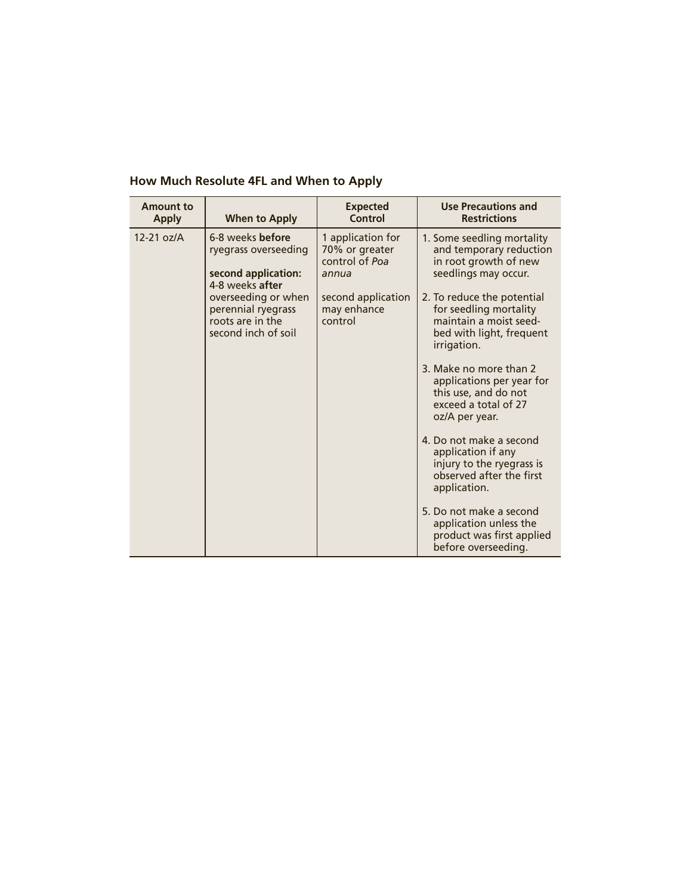## How Much Resolute 4FL and When to Apply

| Amount to Apply | When to Apply | Expected Control | Use Precautions and Restrictions |
|---|---|---|---|
| 12-21 oz/A | 6-8 weeks **before** ryegrass overseeding<br><br>**second application:** 4-8 weeks **after** overseeding or when perennial ryegrass roots are in the second inch of soil | 1 application for 70% or greater control of *Poa annua*<br><br>second application may enhance control | 1. Some seedling mortality and temporary reduction in root growth of new seedlings may occur.<br><br>2. To reduce the potential for seedling mortality maintain a moist seed-bed with light, frequent irrigation.<br><br>3. Make no more than 2 applications per year for this use, and do not exceed a total of 27 oz/A per year.<br><br>4. Do not make a second application if any injury to the ryegrass is observed after the first application.<br><br>5. Do not make a second application unless the product was first applied before overseeding. |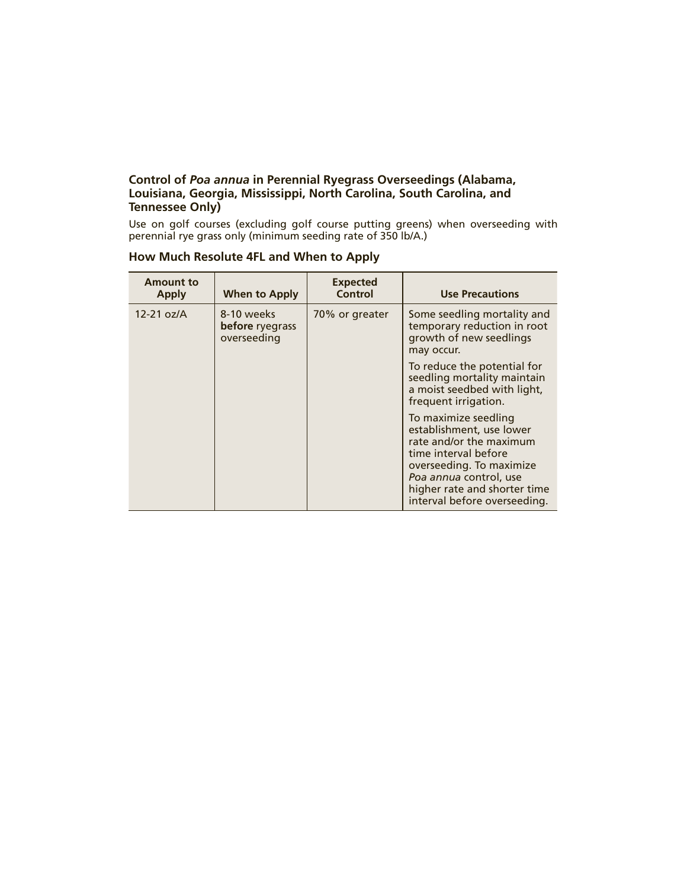### Control of *Poa annua* in Perennial Ryegrass Overseedings (Alabama, Louisiana, Georgia, Mississippi, North Carolina, South Carolina, and Tennessee Only)

Use on golf courses (excluding golf course putting greens) when overseeding with perennial rye grass only (minimum seeding rate of 350 lb/A.)

#### How Much Resolute 4FL and When to Apply

| Amount to Apply | When to Apply | Expected Control | Use Precautions |
|---|---|---|---|
| 12-21 oz/A | 8-10 weeks **before** ryegrass overseeding | 70% or greater | Some seedling mortality and temporary reduction in root growth of new seedlings may occur.<br><br>To reduce the potential for seedling mortality maintain a moist seedbed with light, frequent irrigation.<br><br>To maximize seedling establishment, use lower rate and/or the maximum time interval before overseeding. To maximize *Poa annua* control, use higher rate and shorter time interval before overseeding. |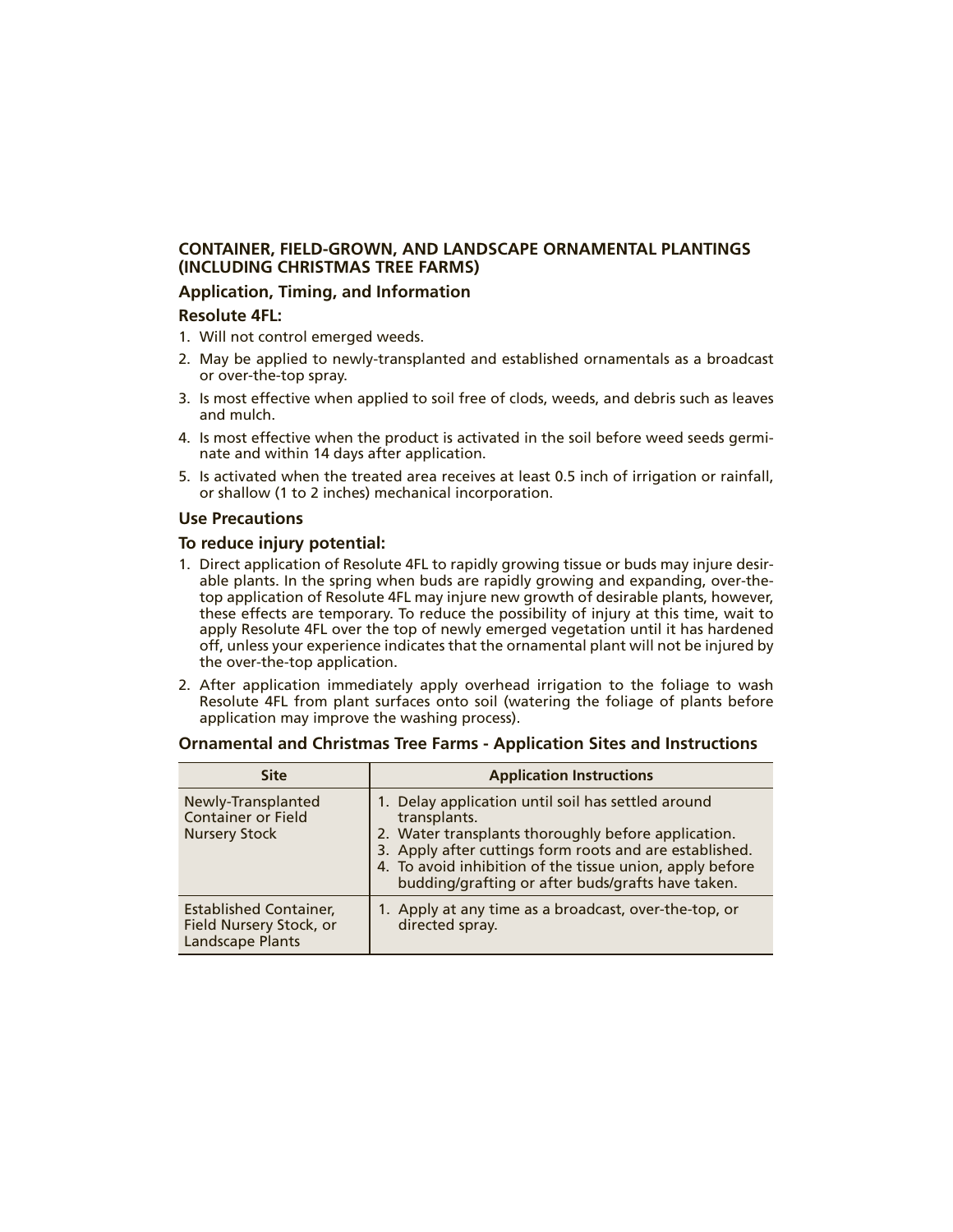### CONTAINER, FIELD-GROWN, AND LANDSCAPE ORNAMENTAL PLANTINGS (INCLUDING CHRISTMAS TREE FARMS)

#### Application, Timing, and Information

**Resolute 4FL:**

1. Will not control emerged weeds.
2. May be applied to newly-transplanted and established ornamentals as a broadcast or over-the-top spray.
3. Is most effective when applied to soil free of clods, weeds, and debris such as leaves and mulch.
4. Is most effective when the product is activated in the soil before weed seeds germinate and within 14 days after application.
5. Is activated when the treated area receives at least 0.5 inch of irrigation or rainfall, or shallow (1 to 2 inches) mechanical incorporation.

#### Use Precautions

**To reduce injury potential:**

1. Direct application of Resolute 4FL to rapidly growing tissue or buds may injure desirable plants. In the spring when buds are rapidly growing and expanding, over-the-top application of Resolute 4FL may injure new growth of desirable plants, however, these effects are temporary. To reduce the possibility of injury at this time, wait to apply Resolute 4FL over the top of newly emerged vegetation until it has hardened off, unless your experience indicates that the ornamental plant will not be injured by the over-the-top application.
2. After application immediately apply overhead irrigation to the foliage to wash Resolute 4FL from plant surfaces onto soil (watering the foliage of plants before application may improve the washing process).

#### Ornamental and Christmas Tree Farms - Application Sites and Instructions

| Site | Application Instructions |
|---|---|
| Newly-Transplanted Container or Field Nursery Stock | 1. Delay application until soil has settled around transplants.<br>2. Water transplants thoroughly before application.<br>3. Apply after cuttings form roots and are established.<br>4. To avoid inhibition of the tissue union, apply before budding/grafting or after buds/grafts have taken. |
| Established Container, Field Nursery Stock, or Landscape Plants | 1. Apply at any time as a broadcast, over-the-top, or directed spray. |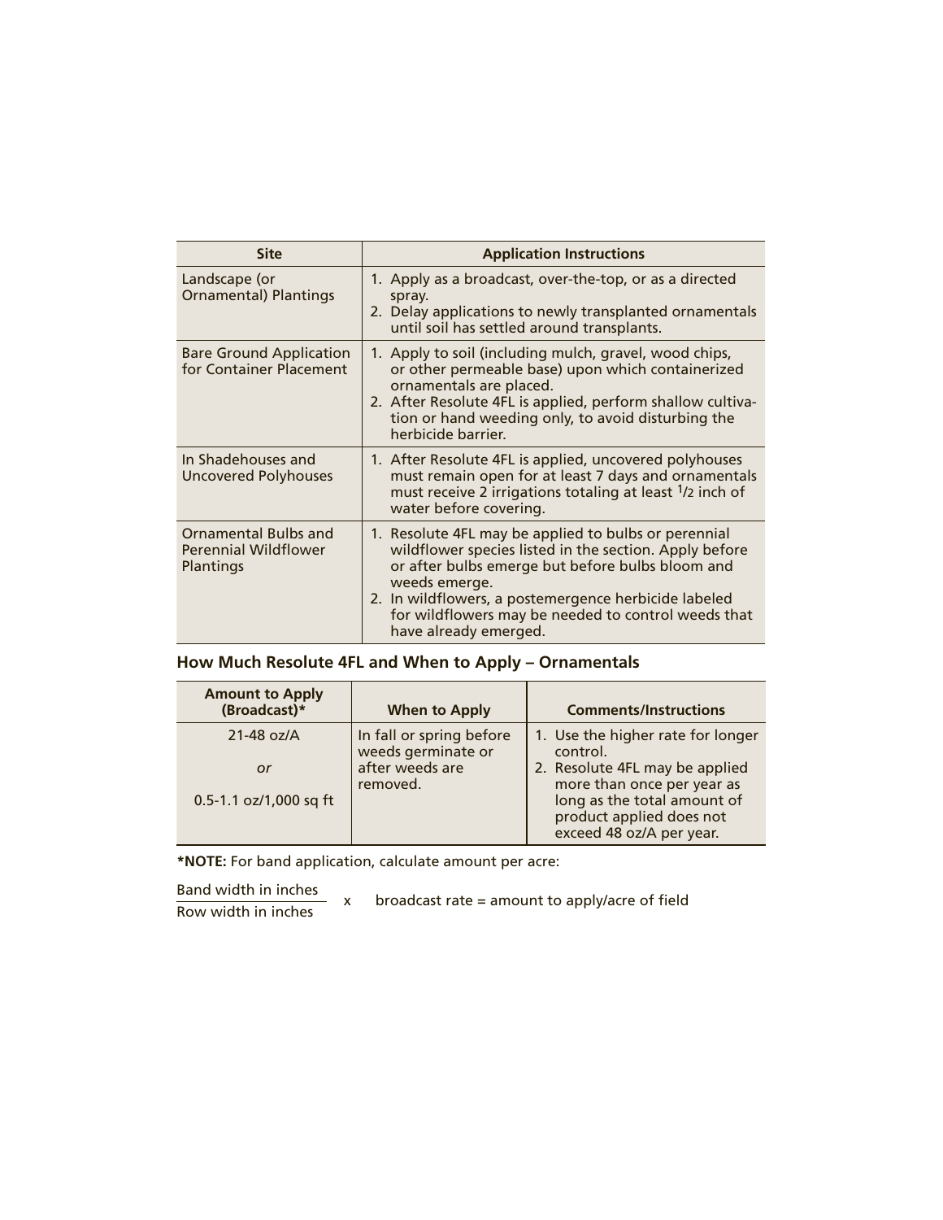| Site | Application Instructions |
| --- | --- |
| Landscape (or Ornamental) Plantings | 1. Apply as a broadcast, over-the-top, or as a directed spray.<br>2. Delay applications to newly transplanted ornamentals until soil has settled around transplants. |
| Bare Ground Application for Container Placement | 1. Apply to soil (including mulch, gravel, wood chips, or other permeable base) upon which containerized ornamentals are placed.<br>2. After Resolute 4FL is applied, perform shallow cultivation or hand weeding only, to avoid disturbing the herbicide barrier. |
| In Shadehouses and Uncovered Polyhouses | 1. After Resolute 4FL is applied, uncovered polyhouses must remain open for at least 7 days and ornamentals must receive 2 irrigations totaling at least 1/2 inch of water before covering. |
| Ornamental Bulbs and Perennial Wildflower Plantings | 1. Resolute 4FL may be applied to bulbs or perennial wildflower species listed in the section. Apply before or after bulbs emerge but before bulbs bloom and weeds emerge.<br>2. In wildflowers, a postemergence herbicide labeled for wildflowers may be needed to control weeds that have already emerged. |

## How Much Resolute 4FL and When to Apply – Ornamentals

| Amount to Apply (Broadcast)* | When to Apply | Comments/Instructions |
| --- | --- | --- |
| 21-48 oz/A<br>*or*<br>0.5-1.1 oz/1,000 sq ft | In fall or spring before weeds germinate or after weeds are removed. | 1. Use the higher rate for longer control.<br>2. Resolute 4FL may be applied more than once per year as long as the total amount of product applied does not exceed 48 oz/A per year. |

***NOTE:** For band application, calculate amount per acre:

$$\frac{\text{Band width in inches}}{\text{Row width in inches}} \times \text{broadcast rate} = \text{amount to apply/acre of field}$$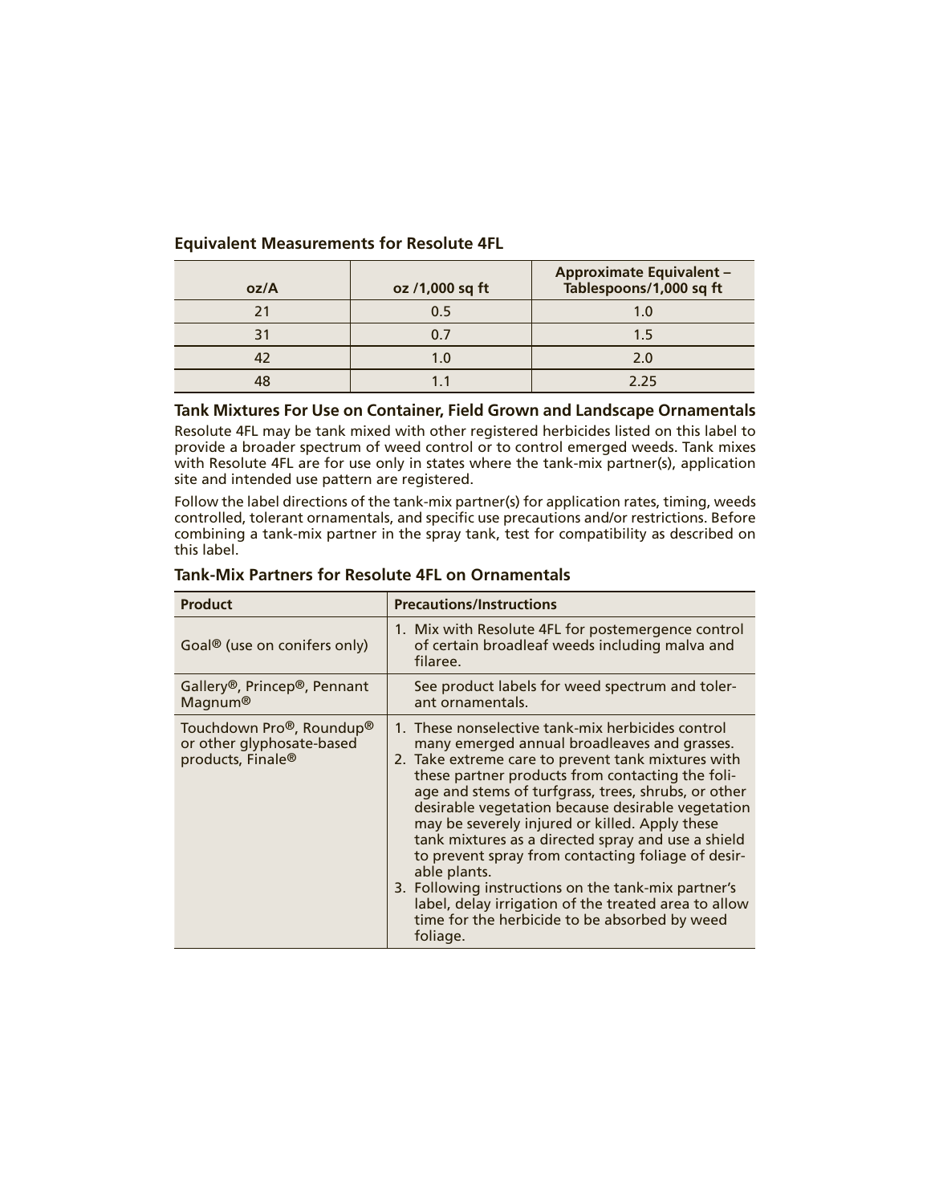### Equivalent Measurements for Resolute 4FL

| oz/A | oz /1,000 sq ft | Approximate Equivalent – Tablespoons/1,000 sq ft |
|---|---|---|
| 21 | 0.5 | 1.0 |
| 31 | 0.7 | 1.5 |
| 42 | 1.0 | 2.0 |
| 48 | 1.1 | 2.25 |

### Tank Mixtures For Use on Container, Field Grown and Landscape Ornamentals

Resolute 4FL may be tank mixed with other registered herbicides listed on this label to provide a broader spectrum of weed control or to control emerged weeds. Tank mixes with Resolute 4FL are for use only in states where the tank-mix partner(s), application site and intended use pattern are registered.

Follow the label directions of the tank-mix partner(s) for application rates, timing, weeds controlled, tolerant ornamentals, and specific use precautions and/or restrictions. Before combining a tank-mix partner in the spray tank, test for compatibility as described on this label.

### Tank-Mix Partners for Resolute 4FL on Ornamentals

| Product | Precautions/Instructions |
|---|---|
| Goal® (use on conifers only) | 1. Mix with Resolute 4FL for postemergence control of certain broadleaf weeds including malva and filaree. |
| Gallery®, Princep®, Pennant Magnum® | See product labels for weed spectrum and tolerant ornamentals. |
| Touchdown Pro®, Roundup® or other glyphosate-based products, Finale® | 1. These nonselective tank-mix herbicides control many emerged annual broadleaves and grasses.<br>2. Take extreme care to prevent tank mixtures with these partner products from contacting the foliage and stems of turfgrass, trees, shrubs, or other desirable vegetation because desirable vegetation may be severely injured or killed. Apply these tank mixtures as a directed spray and use a shield to prevent spray from contacting foliage of desirable plants.<br>3. Following instructions on the tank-mix partner's label, delay irrigation of the treated area to allow time for the herbicide to be absorbed by weed foliage. |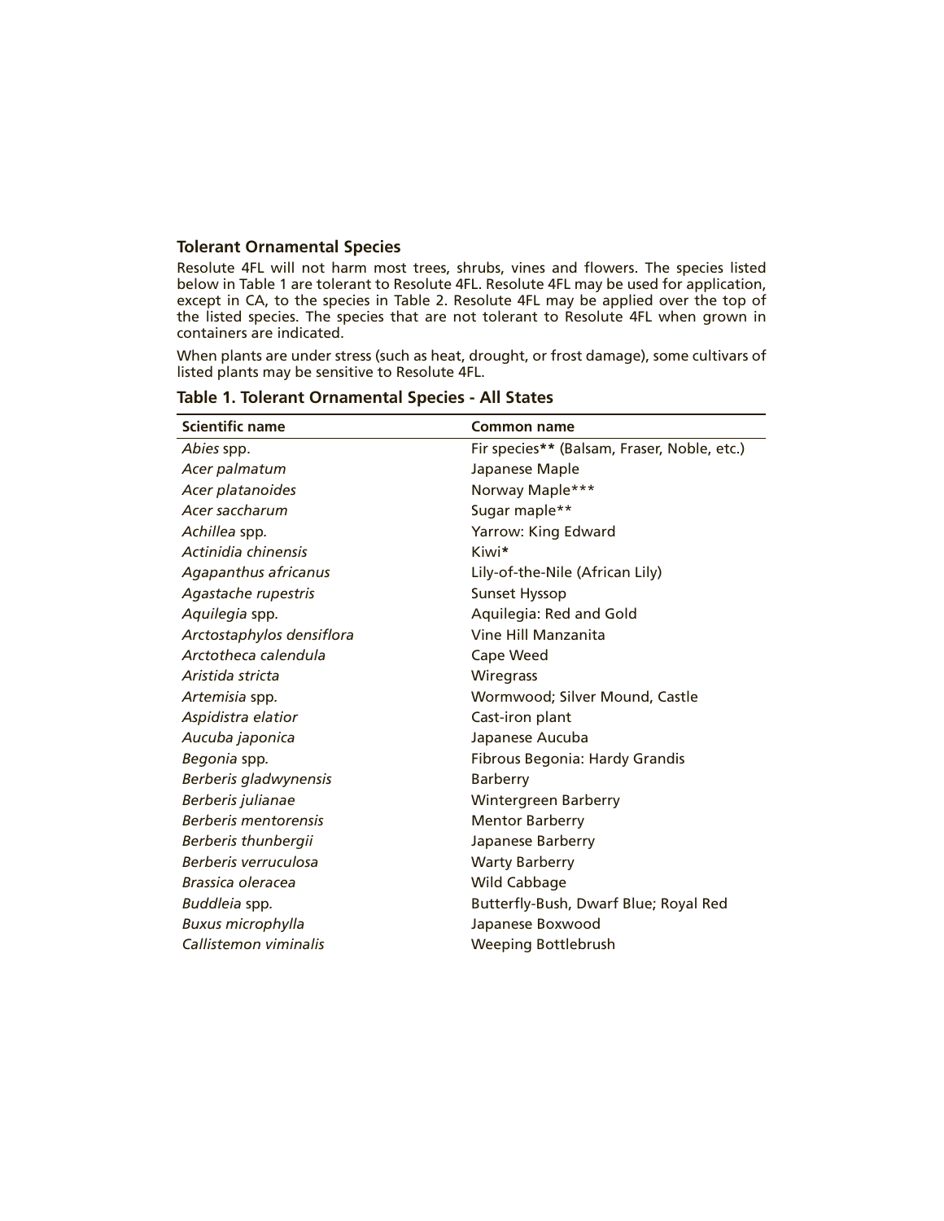## Tolerant Ornamental Species

Resolute 4FL will not harm most trees, shrubs, vines and flowers. The species listed below in Table 1 are tolerant to Resolute 4FL. Resolute 4FL may be used for application, except in CA, to the species in Table 2. Resolute 4FL may be applied over the top of the listed species. The species that are not tolerant to Resolute 4FL when grown in containers are indicated.

When plants are under stress (such as heat, drought, or frost damage), some cultivars of listed plants may be sensitive to Resolute 4FL.

**Table 1. Tolerant Ornamental Species - All States**

| Scientific name | Common name |
|---|---|
| *Abies* spp. | Fir species** (Balsam, Fraser, Noble, etc.) |
| *Acer palmatum* | Japanese Maple |
| *Acer platanoides* | Norway Maple*** |
| *Acer saccharum* | Sugar maple** |
| *Achillea* spp. | Yarrow: King Edward |
| *Actinidia chinensis* | Kiwi* |
| *Agapanthus africanus* | Lily-of-the-Nile (African Lily) |
| *Agastache rupestris* | Sunset Hyssop |
| *Aquilegia* spp. | Aquilegia: Red and Gold |
| *Arctostaphylos densiflora* | Vine Hill Manzanita |
| *Arctotheca calendula* | Cape Weed |
| *Aristida stricta* | Wiregrass |
| *Artemisia* spp. | Wormwood; Silver Mound, Castle |
| *Aspidistra elatior* | Cast-iron plant |
| *Aucuba japonica* | Japanese Aucuba |
| *Begonia* spp. | Fibrous Begonia: Hardy Grandis |
| *Berberis gladwynensis* | Barberry |
| *Berberis julianae* | Wintergreen Barberry |
| *Berberis mentorensis* | Mentor Barberry |
| *Berberis thunbergii* | Japanese Barberry |
| *Berberis verruculosa* | Warty Barberry |
| *Brassica oleracea* | Wild Cabbage |
| *Buddleia* spp. | Butterfly-Bush, Dwarf Blue; Royal Red |
| *Buxus microphylla* | Japanese Boxwood |
| *Callistemon viminalis* | Weeping Bottlebrush |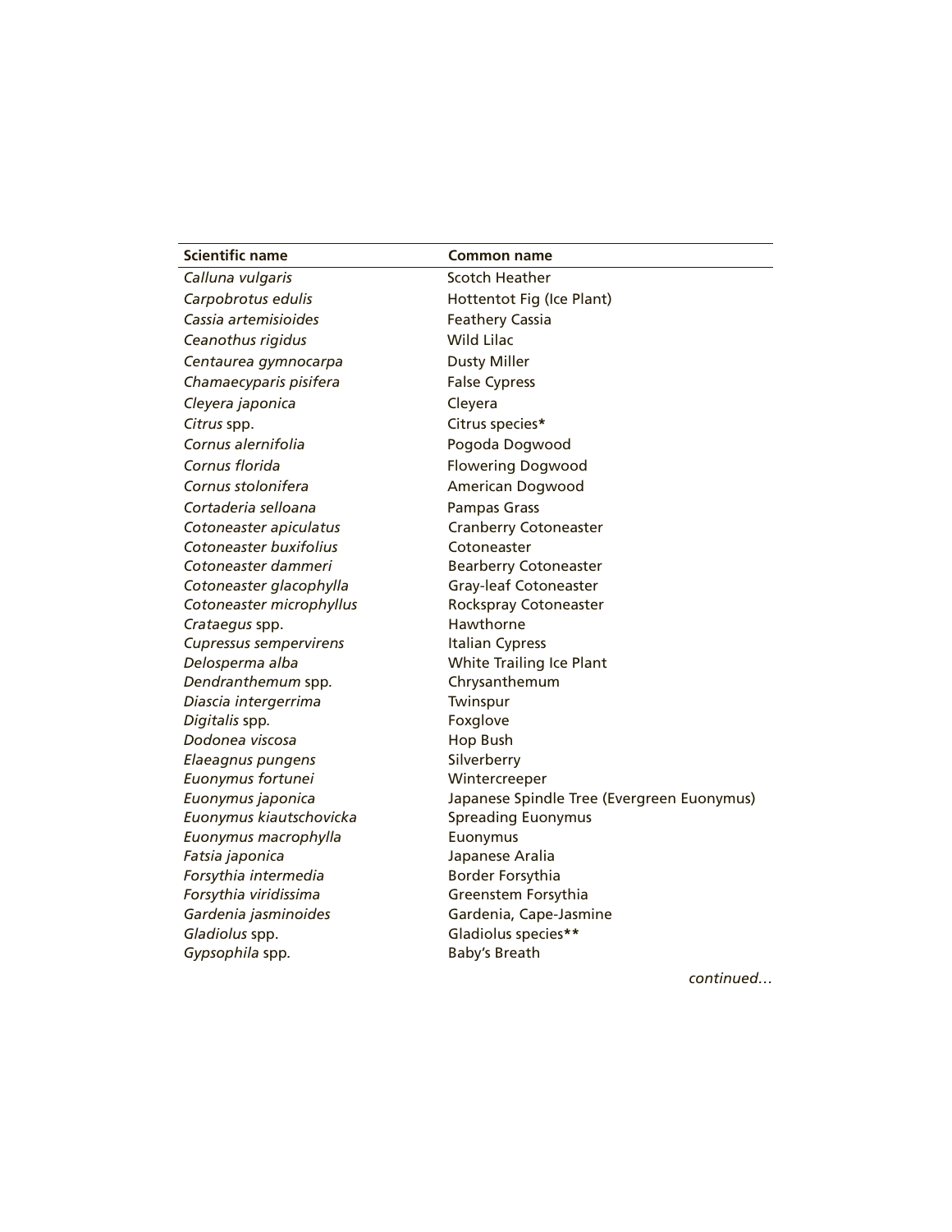| Scientific name | Common name |
| --- | --- |
| *Calluna vulgaris* | Scotch Heather |
| *Carpobrotus edulis* | Hottentot Fig (Ice Plant) |
| *Cassia artemisioides* | Feathery Cassia |
| *Ceanothus rigidus* | Wild Lilac |
| *Centaurea gymnocarpa* | Dusty Miller |
| *Chamaecyparis pisifera* | False Cypress |
| *Cleyera japonica* | Cleyera |
| *Citrus* spp. | Citrus species* |
| *Cornus alernifolia* | Pogoda Dogwood |
| *Cornus florida* | Flowering Dogwood |
| *Cornus stolonifera* | American Dogwood |
| *Cortaderia selloana* | Pampas Grass |
| *Cotoneaster apiculatus* | Cranberry Cotoneaster |
| *Cotoneaster buxifolius* | Cotoneaster |
| *Cotoneaster dammeri* | Bearberry Cotoneaster |
| *Cotoneaster glacophylla* | Gray-leaf Cotoneaster |
| *Cotoneaster microphyllus* | Rockspray Cotoneaster |
| *Crataegus* spp. | Hawthorne |
| *Cupressus sempervirens* | Italian Cypress |
| *Delosperma alba* | White Trailing Ice Plant |
| *Dendranthemum* spp. | Chrysanthemum |
| *Diascia intergerrima* | Twinspur |
| *Digitalis* spp. | Foxglove |
| *Dodonea viscosa* | Hop Bush |
| *Elaeagnus pungens* | Silverberry |
| *Euonymus fortunei* | Wintercreeper |
| *Euonymus japonica* | Japanese Spindle Tree (Evergreen Euonymus) |
| *Euonymus kiautschovicka* | Spreading Euonymus |
| *Euonymus macrophylla* | Euonymus |
| *Fatsia japonica* | Japanese Aralia |
| *Forsythia intermedia* | Border Forsythia |
| *Forsythia viridissima* | Greenstem Forsythia |
| *Gardenia jasminoides* | Gardenia, Cape-Jasmine |
| *Gladiolus* spp. | Gladiolus species** |
| *Gypsophila* spp. | Baby's Breath |

*continued…*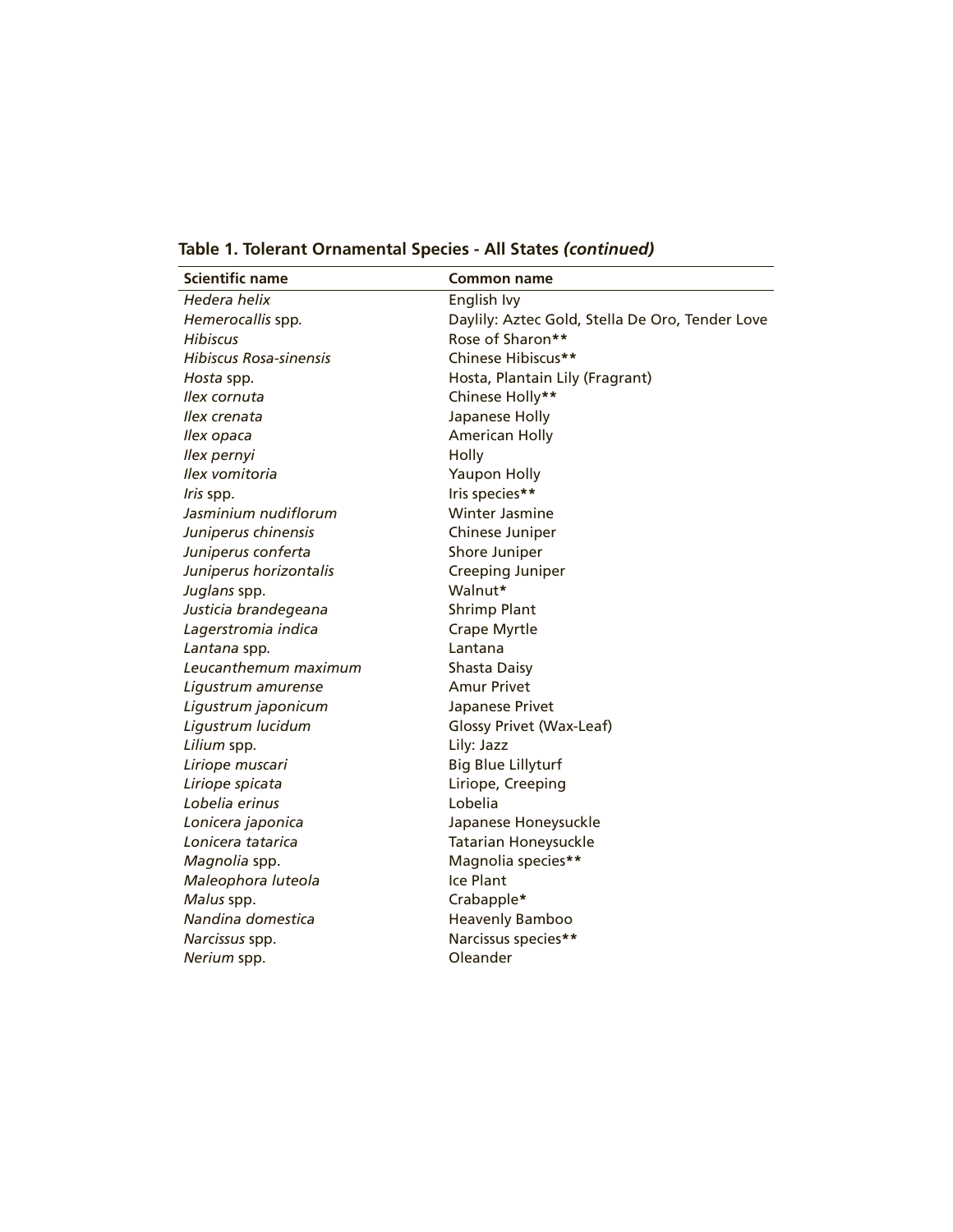**Table 1. Tolerant Ornamental Species - All States *(continued)***

| Scientific name | Common name |
|---|---|
| *Hedera helix* | English Ivy |
| *Hemerocallis* spp. | Daylily: Aztec Gold, Stella De Oro, Tender Love |
| *Hibiscus* | Rose of Sharon** |
| *Hibiscus Rosa-sinensis* | Chinese Hibiscus** |
| *Hosta* spp. | Hosta, Plantain Lily (Fragrant) |
| *Ilex cornuta* | Chinese Holly** |
| *Ilex crenata* | Japanese Holly |
| *Ilex opaca* | American Holly |
| *Ilex pernyi* | Holly |
| *Ilex vomitoria* | Yaupon Holly |
| *Iris* spp. | Iris species** |
| *Jasminium nudiflorum* | Winter Jasmine |
| *Juniperus chinensis* | Chinese Juniper |
| *Juniperus conferta* | Shore Juniper |
| *Juniperus horizontalis* | Creeping Juniper |
| *Juglans* spp. | Walnut* |
| *Justicia brandegeana* | Shrimp Plant |
| *Lagerstromia indica* | Crape Myrtle |
| *Lantana* spp. | Lantana |
| *Leucanthemum maximum* | Shasta Daisy |
| *Ligustrum amurense* | Amur Privet |
| *Ligustrum japonicum* | Japanese Privet |
| *Ligustrum lucidum* | Glossy Privet (Wax-Leaf) |
| *Lilium* spp. | Lily: Jazz |
| *Liriope muscari* | Big Blue Lillyturf |
| *Liriope spicata* | Liriope, Creeping |
| *Lobelia erinus* | Lobelia |
| *Lonicera japonica* | Japanese Honeysuckle |
| *Lonicera tatarica* | Tatarian Honeysuckle |
| *Magnolia* spp. | Magnolia species** |
| *Maleophora luteola* | Ice Plant |
| *Malus* spp. | Crabapple* |
| *Nandina domestica* | Heavenly Bamboo |
| *Narcissus* spp. | Narcissus species** |
| *Nerium* spp. | Oleander |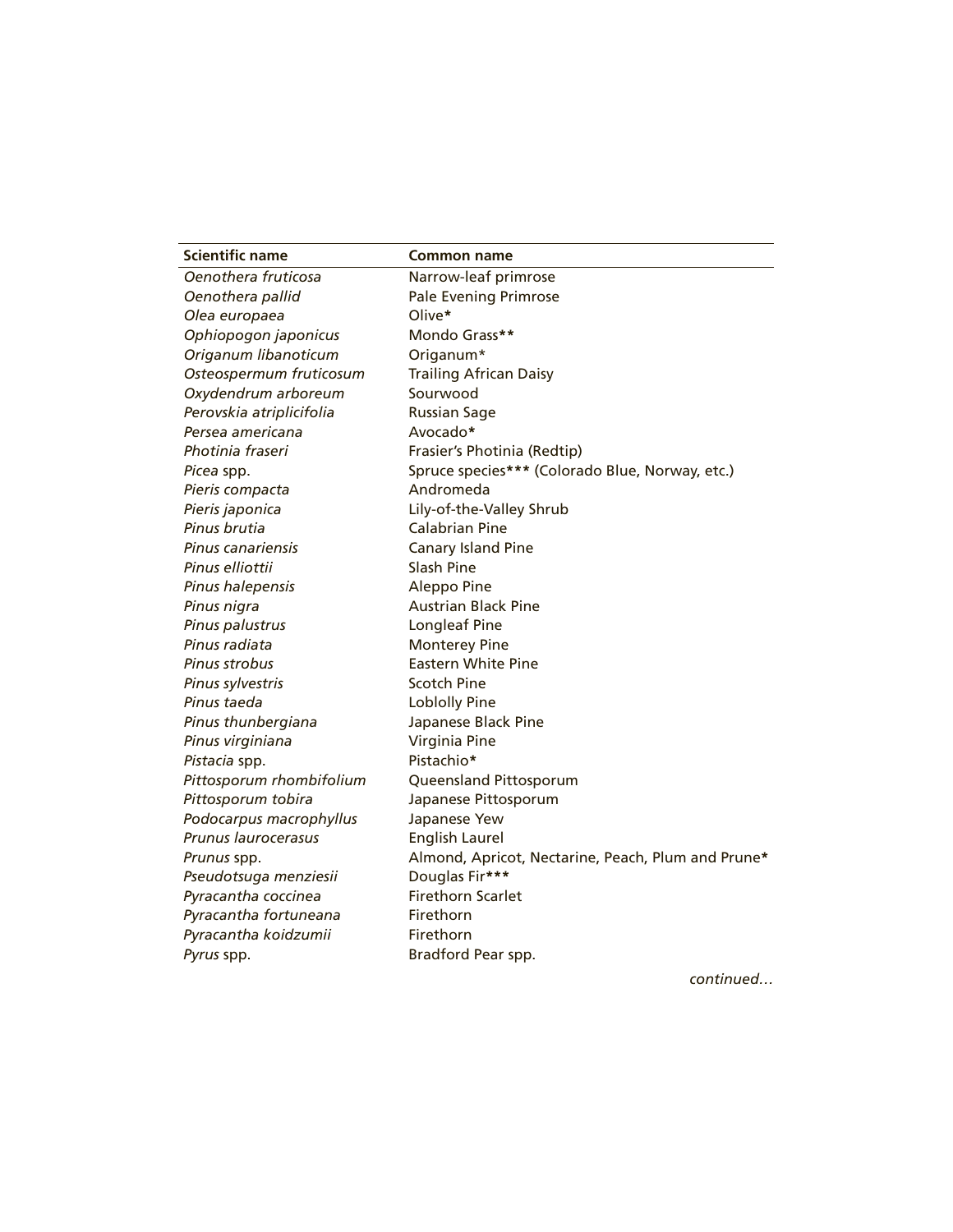| Scientific name | Common name |
|---|---|
| *Oenothera fruticosa* | Narrow-leaf primrose |
| *Oenothera pallid* | Pale Evening Primrose |
| *Olea europaea* | Olive* |
| *Ophiopogon japonicus* | Mondo Grass** |
| *Origanum libanoticum* | Origanum* |
| *Osteospermum fruticosum* | Trailing African Daisy |
| *Oxydendrum arboreum* | Sourwood |
| *Perovskia atriplicifolia* | Russian Sage |
| *Persea americana* | Avocado* |
| *Photinia fraseri* | Frasier's Photinia (Redtip) |
| *Picea* spp. | Spruce species*** (Colorado Blue, Norway, etc.) |
| *Pieris compacta* | Andromeda |
| *Pieris japonica* | Lily-of-the-Valley Shrub |
| *Pinus brutia* | Calabrian Pine |
| *Pinus canariensis* | Canary Island Pine |
| *Pinus elliottii* | Slash Pine |
| *Pinus halepensis* | Aleppo Pine |
| *Pinus nigra* | Austrian Black Pine |
| *Pinus palustrus* | Longleaf Pine |
| *Pinus radiata* | Monterey Pine |
| *Pinus strobus* | Eastern White Pine |
| *Pinus sylvestris* | Scotch Pine |
| *Pinus taeda* | Loblolly Pine |
| *Pinus thunbergiana* | Japanese Black Pine |
| *Pinus virginiana* | Virginia Pine |
| *Pistacia* spp. | Pistachio* |
| *Pittosporum rhombifolium* | Queensland Pittosporum |
| *Pittosporum tobira* | Japanese Pittosporum |
| *Podocarpus macrophyllus* | Japanese Yew |
| *Prunus laurocerasus* | English Laurel |
| *Prunus* spp. | Almond, Apricot, Nectarine, Peach, Plum and Prune* |
| *Pseudotsuga menziesii* | Douglas Fir*** |
| *Pyracantha coccinea* | Firethorn Scarlet |
| *Pyracantha fortuneana* | Firethorn |
| *Pyracantha koidzumii* | Firethorn |
| *Pyrus* spp. | Bradford Pear spp. |

*continued…*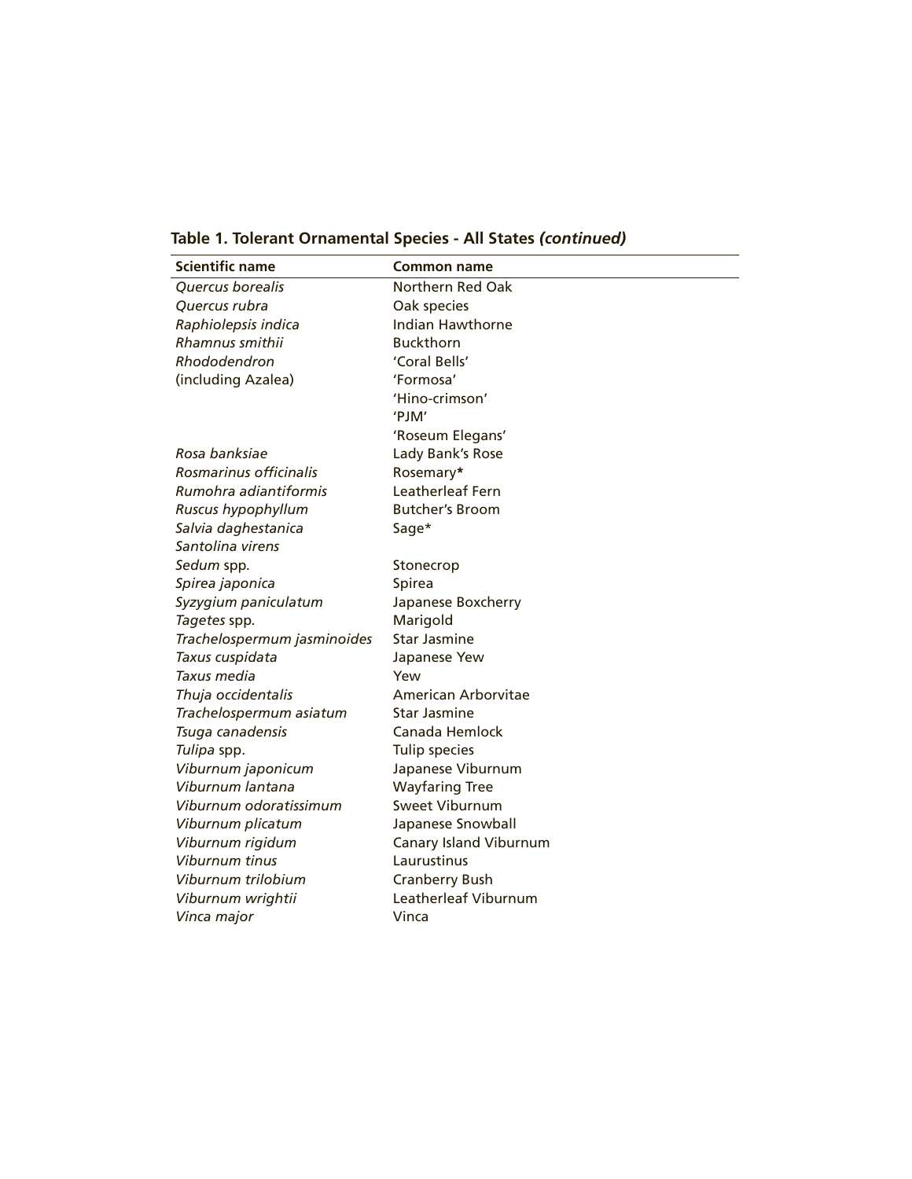**Table 1. Tolerant Ornamental Species - All States *(continued)***

| Scientific name | Common name |
|---|---|
| *Quercus borealis* | Northern Red Oak |
| *Quercus rubra* | Oak species |
| *Raphiolepsis indica* | Indian Hawthorne |
| *Rhamnus smithii* | Buckthorn |
| *Rhododendron* | 'Coral Bells' |
| (including Azalea) | 'Formosa' |
| | 'Hino-crimson' |
| | 'PJM' |
| | 'Roseum Elegans' |
| *Rosa banksiae* | Lady Bank's Rose |
| *Rosmarinus officinalis* | Rosemary**\*** |
| *Rumohra adiantiformis* | Leatherleaf Fern |
| *Ruscus hypophyllum* | Butcher's Broom |
| *Salvia daghestanica* | Sage* |
| *Santolina virens* | |
| *Sedum* spp. | Stonecrop |
| *Spirea japonica* | Spirea |
| *Syzygium paniculatum* | Japanese Boxcherry |
| *Tagetes* spp. | Marigold |
| *Trachelospermum jasminoides* | Star Jasmine |
| *Taxus cuspidata* | Japanese Yew |
| *Taxus media* | Yew |
| *Thuja occidentalis* | American Arborvitae |
| *Trachelospermum asiatum* | Star Jasmine |
| *Tsuga canadensis* | Canada Hemlock |
| *Tulipa* spp. | Tulip species |
| *Viburnum japonicum* | Japanese Viburnum |
| *Viburnum lantana* | Wayfaring Tree |
| *Viburnum odoratissimum* | Sweet Viburnum |
| *Viburnum plicatum* | Japanese Snowball |
| *Viburnum rigidum* | Canary Island Viburnum |
| *Viburnum tinus* | Laurustinus |
| *Viburnum trilobium* | Cranberry Bush |
| *Viburnum wrightii* | Leatherleaf Viburnum |
| *Vinca major* | Vinca |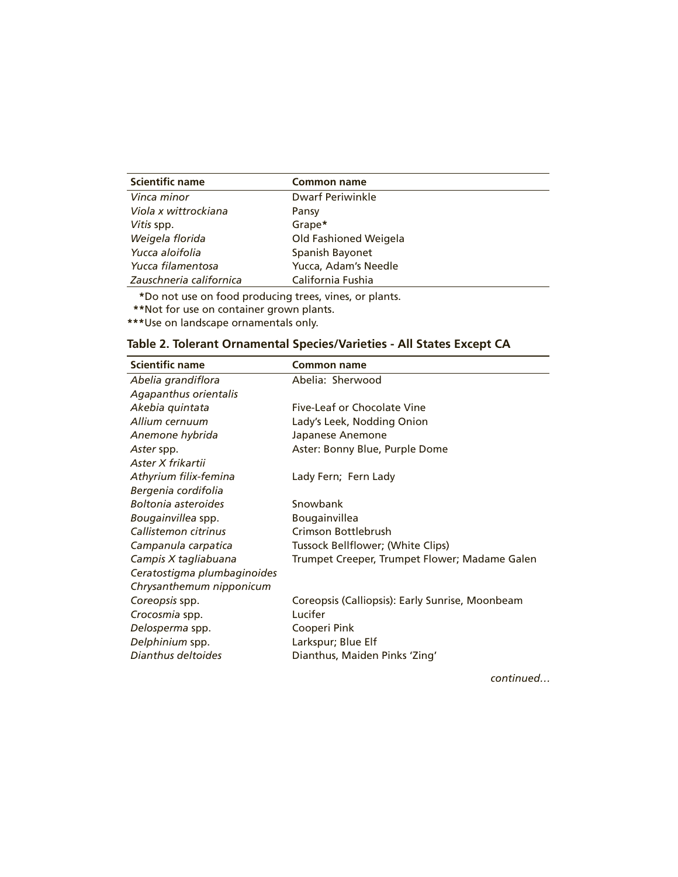| Scientific name | Common name |
|---|---|
| *Vinca minor* | Dwarf Periwinkle |
| *Viola x wittrockiana* | Pansy |
| *Vitis* spp. | Grape* |
| *Weigela florida* | Old Fashioned Weigela |
| *Yucca aloifolia* | Spanish Bayonet |
| *Yucca filamentosa* | Yucca, Adam's Needle |
| *Zauschneria californica* | California Fushia |

*Do not use on food producing trees, vines, or plants.
**Not for use on container grown plants.
***Use on landscape ornamentals only.

### Table 2. Tolerant Ornamental Species/Varieties - All States Except CA

| Scientific name | Common name |
|---|---|
| *Abelia grandiflora* | Abelia: Sherwood |
| *Agapanthus orientalis* | |
| *Akebia quintata* | Five-Leaf or Chocolate Vine |
| *Allium cernuum* | Lady's Leek, Nodding Onion |
| *Anemone hybrida* | Japanese Anemone |
| *Aster* spp. | Aster: Bonny Blue, Purple Dome |
| *Aster X frikartii* | |
| *Athyrium filix-femina* | Lady Fern; Fern Lady |
| *Bergenia cordifolia* | |
| *Boltonia asteroides* | Snowbank |
| *Bougainvillea* spp. | Bougainvillea |
| *Callistemon citrinus* | Crimson Bottlebrush |
| *Campanula carpatica* | Tussock Bellflower; (White Clips) |
| *Campis X tagliabuana* | Trumpet Creeper, Trumpet Flower; Madame Galen |
| *Ceratostigma plumbaginoides* | |
| *Chrysanthemum nipponicum* | |
| *Coreopsis* spp. | Coreopsis (Calliopsis): Early Sunrise, Moonbeam |
| *Crocosmia* spp. | Lucifer |
| *Delosperma* spp. | Cooperi Pink |
| *Delphinium* spp. | Larkspur; Blue Elf |
| *Dianthus deltoides* | Dianthus, Maiden Pinks 'Zing' |

*continued…*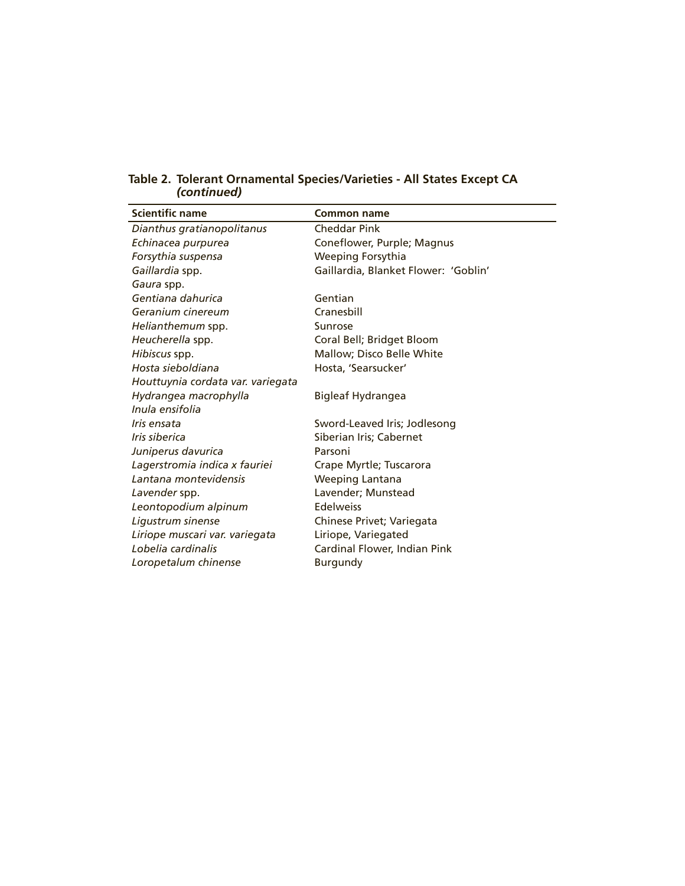**Table 2. Tolerant Ornamental Species/Varieties - All States Except CA *(continued)***

| Scientific name | Common name |
|---|---|
| *Dianthus gratianopolitanus* | Cheddar Pink |
| *Echinacea purpurea* | Coneflower, Purple; Magnus |
| *Forsythia suspensa* | Weeping Forsythia |
| *Gaillardia* spp. | Gaillardia, Blanket Flower: 'Goblin' |
| *Gaura* spp. | |
| *Gentiana dahurica* | Gentian |
| *Geranium cinereum* | Cranesbill |
| *Helianthemum* spp. | Sunrose |
| *Heucherella* spp. | Coral Bell; Bridget Bloom |
| *Hibiscus* spp. | Mallow; Disco Belle White |
| *Hosta sieboldiana* | Hosta, 'Searsucker' |
| *Houttuynia cordata var. variegata* | |
| *Hydrangea macrophylla* | Bigleaf Hydrangea |
| *Inula ensifolia* | |
| *Iris ensata* | Sword-Leaved Iris; Jodlesong |
| *Iris siberica* | Siberian Iris; Cabernet |
| *Juniperus davurica* | Parsoni |
| *Lagerstromia indica x fauriei* | Crape Myrtle; Tuscarora |
| *Lantana montevidensis* | Weeping Lantana |
| *Lavender* spp. | Lavender; Munstead |
| *Leontopodium alpinum* | Edelweiss |
| *Ligustrum sinense* | Chinese Privet; Variegata |
| *Liriope muscari var. variegata* | Liriope, Variegated |
| *Lobelia cardinalis* | Cardinal Flower, Indian Pink |
| *Loropetalum chinense* | Burgundy |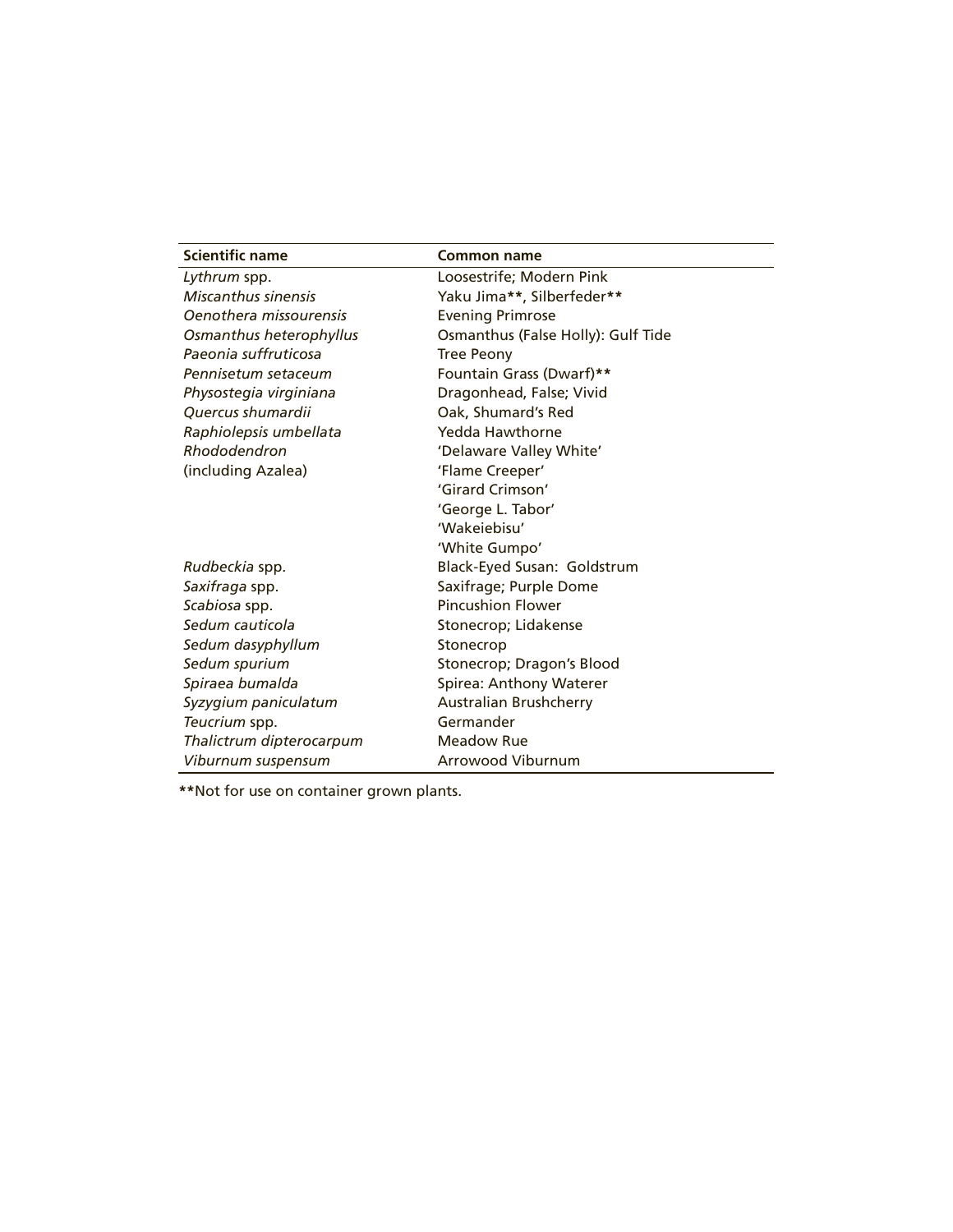| Scientific name | Common name |
|---|---|
| *Lythrum* spp. | Loosestrife; Modern Pink |
| *Miscanthus sinensis* | Yaku Jima**, Silberfeder** |
| *Oenothera missourensis* | Evening Primrose |
| *Osmanthus heterophyllus* | Osmanthus (False Holly): Gulf Tide |
| *Paeonia suffruticosa* | Tree Peony |
| *Pennisetum setaceum* | Fountain Grass (Dwarf)** |
| *Physostegia virginiana* | Dragonhead, False; Vivid |
| *Quercus shumardii* | Oak, Shumard's Red |
| *Raphiolepsis umbellata* | Yedda Hawthorne |
| *Rhododendron* | 'Delaware Valley White' |
| (including Azalea) | 'Flame Creeper' |
| | 'Girard Crimson' |
| | 'George L. Tabor' |
| | 'Wakeiebisu' |
| | 'White Gumpo' |
| *Rudbeckia* spp. | Black-Eyed Susan: Goldstrum |
| *Saxifraga* spp. | Saxifrage; Purple Dome |
| *Scabiosa* spp. | Pincushion Flower |
| *Sedum cauticola* | Stonecrop; Lidakense |
| *Sedum dasyphyllum* | Stonecrop |
| *Sedum spurium* | Stonecrop; Dragon's Blood |
| *Spiraea bumalda* | Spirea: Anthony Waterer |
| *Syzygium paniculatum* | Australian Brushcherry |
| *Teucrium* spp. | Germander |
| *Thalictrum dipterocarpum* | Meadow Rue |
| *Viburnum suspensum* | Arrowood Viburnum |

**Not for use on container grown plants.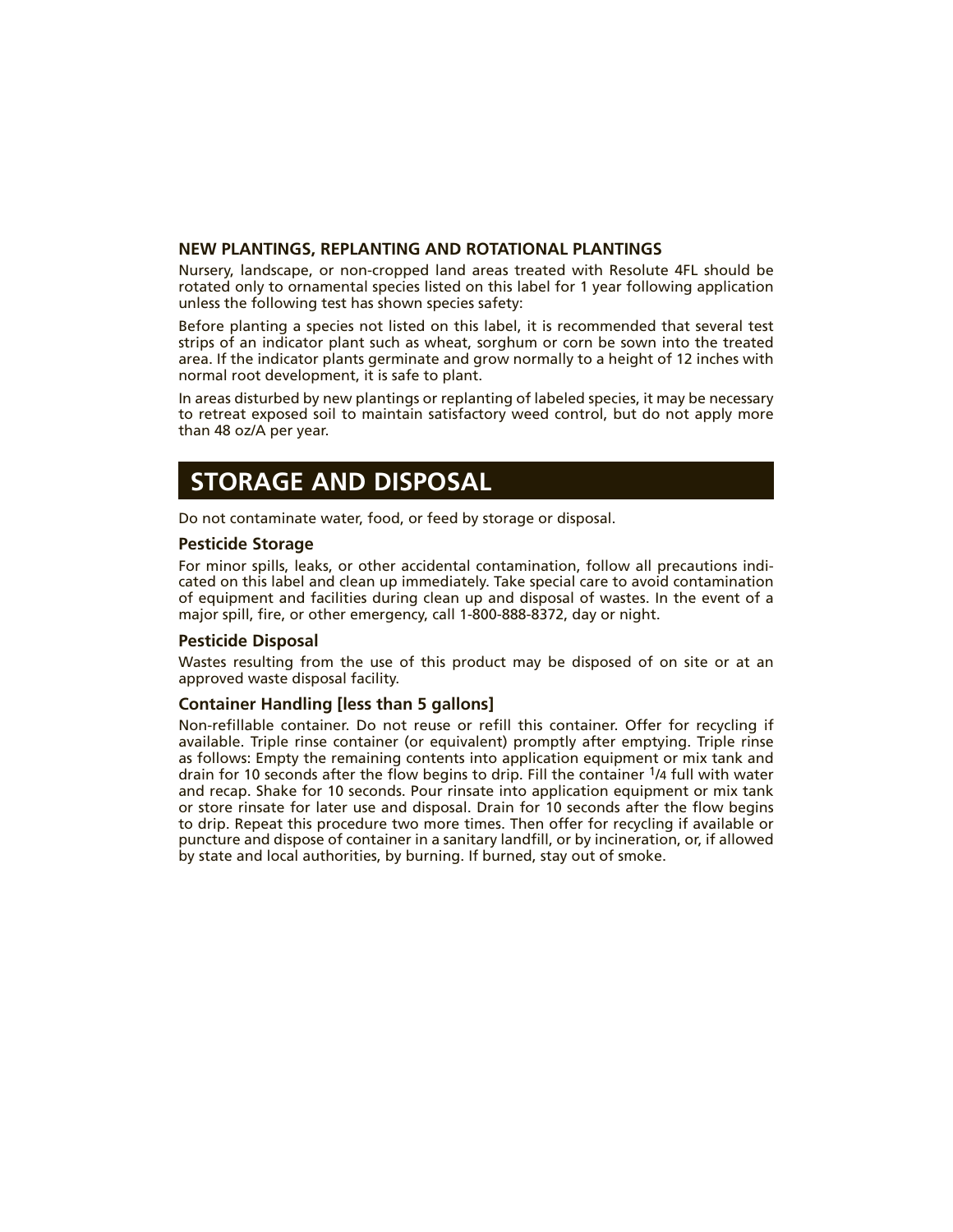### NEW PLANTINGS, REPLANTING AND ROTATIONAL PLANTINGS

Nursery, landscape, or non-cropped land areas treated with Resolute 4FL should be rotated only to ornamental species listed on this label for 1 year following application unless the following test has shown species safety:

Before planting a species not listed on this label, it is recommended that several test strips of an indicator plant such as wheat, sorghum or corn be sown into the treated area. If the indicator plants germinate and grow normally to a height of 12 inches with normal root development, it is safe to plant.

In areas disturbed by new plantings or replanting of labeled species, it may be necessary to retreat exposed soil to maintain satisfactory weed control, but do not apply more than 48 oz/A per year.

## STORAGE AND DISPOSAL

Do not contaminate water, food, or feed by storage or disposal.

### Pesticide Storage

For minor spills, leaks, or other accidental contamination, follow all precautions indicated on this label and clean up immediately. Take special care to avoid contamination of equipment and facilities during clean up and disposal of wastes. In the event of a major spill, fire, or other emergency, call 1-800-888-8372, day or night.

### Pesticide Disposal

Wastes resulting from the use of this product may be disposed of on site or at an approved waste disposal facility.

### Container Handling [less than 5 gallons]

Non-refillable container. Do not reuse or refill this container. Offer for recycling if available. Triple rinse container (or equivalent) promptly after emptying. Triple rinse as follows: Empty the remaining contents into application equipment or mix tank and drain for 10 seconds after the flow begins to drip. Fill the container 1/4 full with water and recap. Shake for 10 seconds. Pour rinsate into application equipment or mix tank or store rinsate for later use and disposal. Drain for 10 seconds after the flow begins to drip. Repeat this procedure two more times. Then offer for recycling if available or puncture and dispose of container in a sanitary landfill, or by incineration, or, if allowed by state and local authorities, by burning. If burned, stay out of smoke.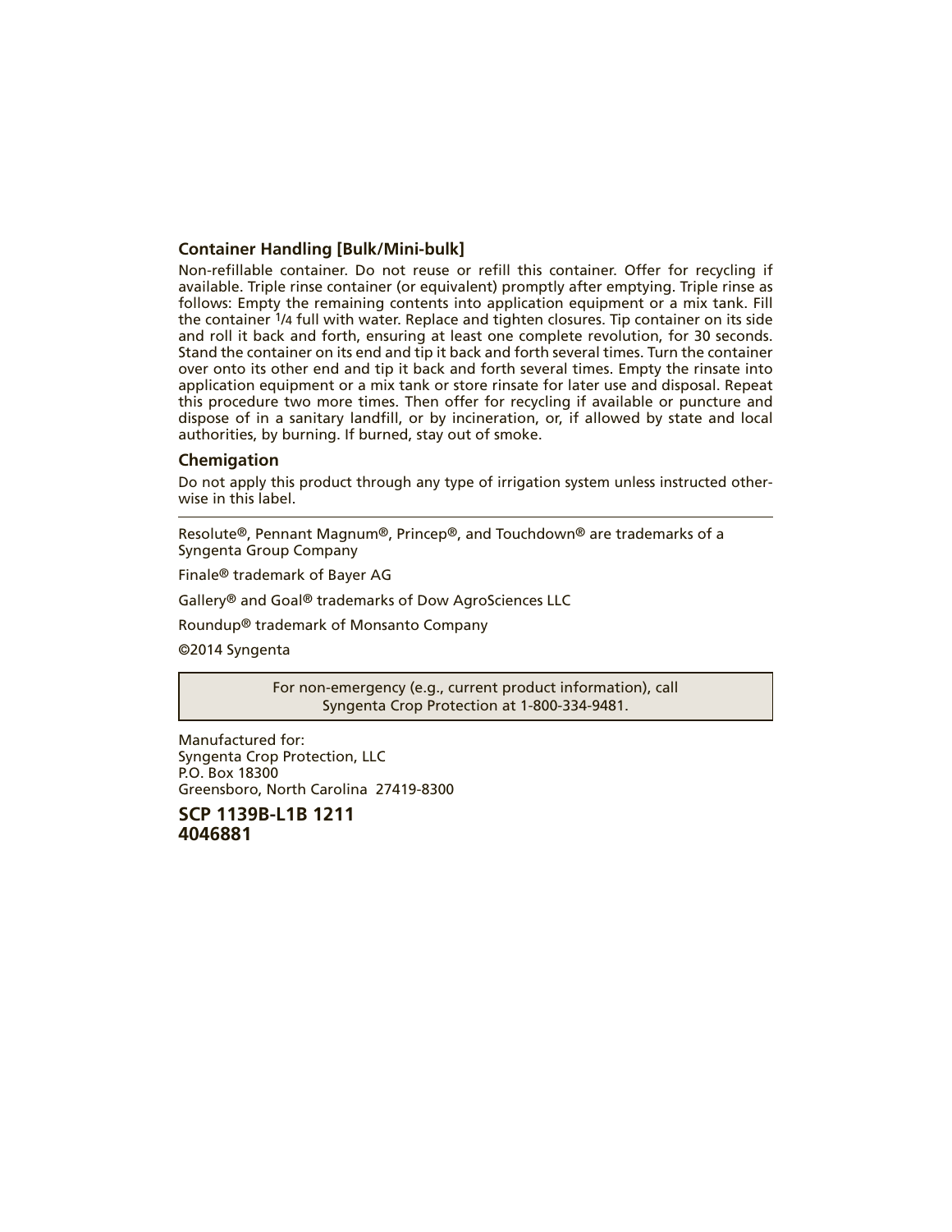### Container Handling [Bulk/Mini-bulk]

Non-refillable container. Do not reuse or refill this container. Offer for recycling if available. Triple rinse container (or equivalent) promptly after emptying. Triple rinse as follows: Empty the remaining contents into application equipment or a mix tank. Fill the container 1/4 full with water. Replace and tighten closures. Tip container on its side and roll it back and forth, ensuring at least one complete revolution, for 30 seconds. Stand the container on its end and tip it back and forth several times. Turn the container over onto its other end and tip it back and forth several times. Empty the rinsate into application equipment or a mix tank or store rinsate for later use and disposal. Repeat this procedure two more times. Then offer for recycling if available or puncture and dispose of in a sanitary landfill, or by incineration, or, if allowed by state and local authorities, by burning. If burned, stay out of smoke.

### Chemigation

Do not apply this product through any type of irrigation system unless instructed otherwise in this label.

---

Resolute®, Pennant Magnum®, Princep®, and Touchdown® are trademarks of a Syngenta Group Company

Finale® trademark of Bayer AG

Gallery® and Goal® trademarks of Dow AgroSciences LLC

Roundup® trademark of Monsanto Company

©2014 Syngenta

For non-emergency (e.g., current product information), call Syngenta Crop Protection at 1-800-334-9481.

Manufactured for:
Syngenta Crop Protection, LLC
P.O. Box 18300
Greensboro, North Carolina 27419-8300

**SCP 1139B-L1B 1211**
**4046881**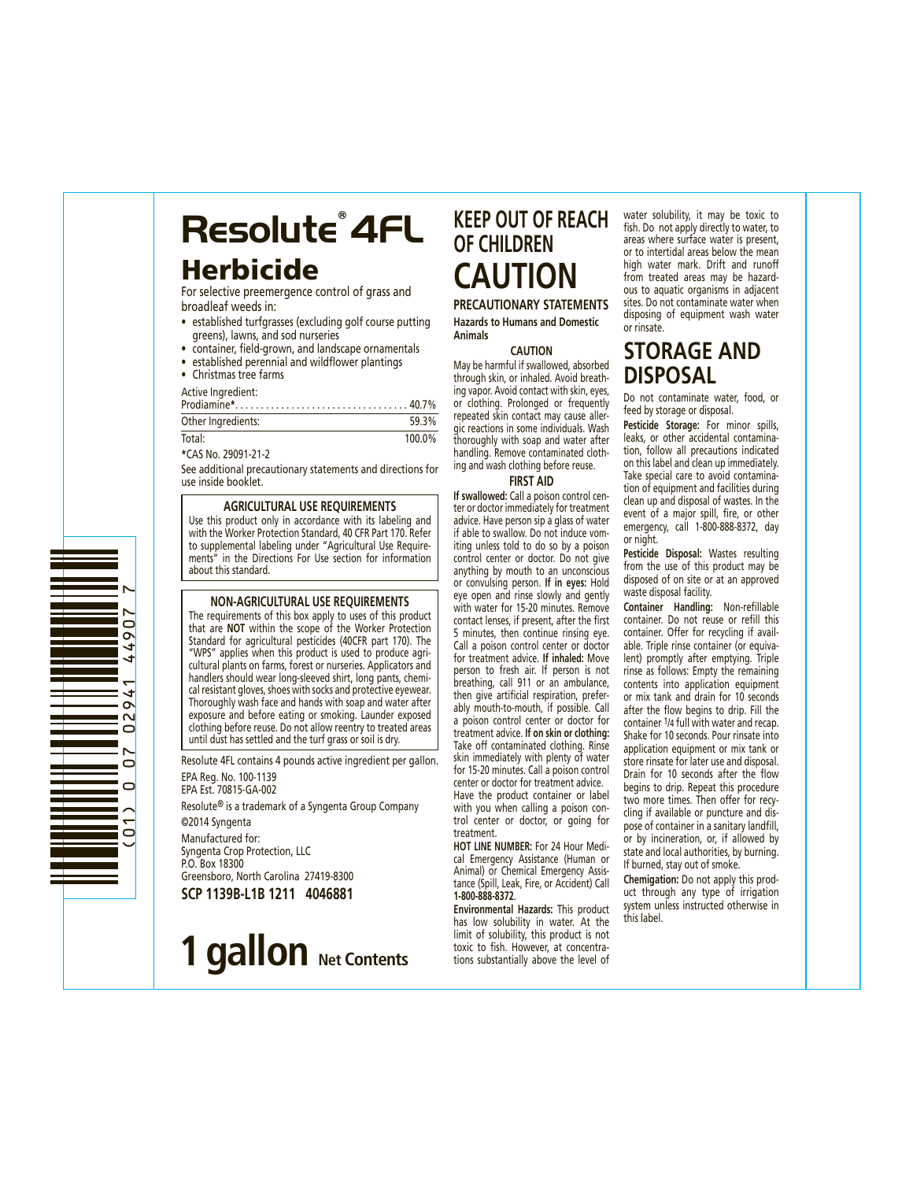# Resolute® 4FL

# Herbicide

For selective preemergence control of grass and broadleaf weeds in:

- established turfgrasses (excluding golf course putting greens), lawns, and sod nurseries
- container, field-grown, and landscape ornamentals
- established perennial and wildflower plantings
- Christmas tree farms

| | |
|---|---|
| Active Ingredient: | |
| Prodiamine*.................................. | 40.7% |
| Other Ingredients: | 59.3% |
| Total: | 100.0% |

*CAS No. 29091-21-2

See additional precautionary statements and directions for use inside booklet.

**AGRICULTURAL USE REQUIREMENTS**

Use this product only in accordance with its labeling and with the Worker Protection Standard, 40 CFR Part 170. Refer to supplemental labeling under "Agricultural Use Requirements" in the Directions For Use section for information about this standard.

**NON-AGRICULTURAL USE REQUIREMENTS**

The requirements of this box apply to uses of this product that are **NOT** within the scope of the Worker Protection Standard for agricultural pesticides (40CFR part 170). The "WPS" applies when this product is used to produce agricultural plants on farms, forest or nurseries. Applicators and handlers should wear long-sleeved shirt, long pants, chemical resistant gloves, shoes with socks and protective eyewear. Thoroughly wash face and hands with soap and water after exposure and before eating or smoking. Launder exposed clothing before reuse. Do not allow reentry to treated areas until dust has settled and the turf grass or soil is dry.

Resolute 4FL contains 4 pounds active ingredient per gallon.

EPA Reg. No. 100-1139
EPA Est. 70815-GA-002

Resolute® is a trademark of a Syngenta Group Company

©2014 Syngenta

Manufactured for:
Syngenta Crop Protection, LLC
P.O. Box 18300
Greensboro, North Carolina 27419-8300

**SCP 1139B-L1B 1211 4046881**

**1 gallon Net Contents**

(01) 0 07 02941 44907 7

## KEEP OUT OF REACH OF CHILDREN

# CAUTION

## PRECAUTIONARY STATEMENTS

**Hazards to Humans and Domestic Animals**

**CAUTION**

May be harmful if swallowed, absorbed through skin, or inhaled. Avoid breathing vapor. Avoid contact with skin, eyes, or clothing. Prolonged or frequently repeated skin contact may cause allergic reactions in some individuals. Wash thoroughly with soap and water after handling. Remove contaminated clothing and wash clothing before reuse.

**FIRST AID**

**If swallowed:** Call a poison control center or doctor immediately for treatment advice. Have person sip a glass of water if able to swallow. Do not induce vomiting unless told to do so by a poison control center or doctor. Do not give anything by mouth to an unconscious or convulsing person. **If in eyes:** Hold eye open and rinse slowly and gently with water for 15-20 minutes. Remove contact lenses, if present, after the first 5 minutes, then continue rinsing eye. Call a poison control center or doctor for treatment advice. **If inhaled:** Move person to fresh air. If person is not breathing, call 911 or an ambulance, then give artificial respiration, preferably mouth-to-mouth, if possible. Call a poison control center or doctor for treatment advice. **If on skin or clothing:** Take off contaminated clothing. Rinse skin immediately with plenty of water for 15-20 minutes. Call a poison control center or doctor for treatment advice.

Have the product container or label with you when calling a poison control center or doctor, or going for treatment.

**HOT LINE NUMBER:** For 24 Hour Medical Emergency Assistance (Human or Animal) or Chemical Emergency Assistance (Spill, Leak, Fire, or Accident) Call **1-800-888-8372**.

**Environmental Hazards:** This product has low solubility in water. At the limit of solubility, this product is not toxic to fish. However, at concentrations substantially above the level of water solubility, it may be toxic to fish. Do not apply directly to water, to areas where surface water is present, or to intertidal areas below the mean high water mark. Drift and runoff from treated areas may be hazardous to aquatic organisms in adjacent sites. Do not contaminate water when disposing of equipment wash water or rinsate.

## STORAGE AND DISPOSAL

Do not contaminate water, food, or feed by storage or disposal.

**Pesticide Storage:** For minor spills, leaks, or other accidental contamination, follow all precautions indicated on this label and clean up immediately. Take special care to avoid contamination of equipment and facilities during clean up and disposal of wastes. In the event of a major spill, fire, or other emergency, call 1-800-888-8372, day or night.

**Pesticide Disposal:** Wastes resulting from the use of this product may be disposed of on site or at an approved waste disposal facility.

**Container Handling:** Non-refillable container. Do not reuse or refill this container. Offer for recycling if available. Triple rinse container (or equivalent) promptly after emptying. Triple rinse as follows: Empty the remaining contents into application equipment or mix tank and drain for 10 seconds after the flow begins to drip. Fill the container 1/4 full with water and recap. Shake for 10 seconds. Pour rinsate into application equipment or mix tank or store rinsate for later use and disposal. Drain for 10 seconds after the flow begins to drip. Repeat this procedure two more times. Then offer for recycling if available or puncture and dispose of container in a sanitary landfill, or by incineration, or, if allowed by state and local authorities, by burning. If burned, stay out of smoke.

**Chemigation:** Do not apply this product through any type of irrigation system unless instructed otherwise in this label.